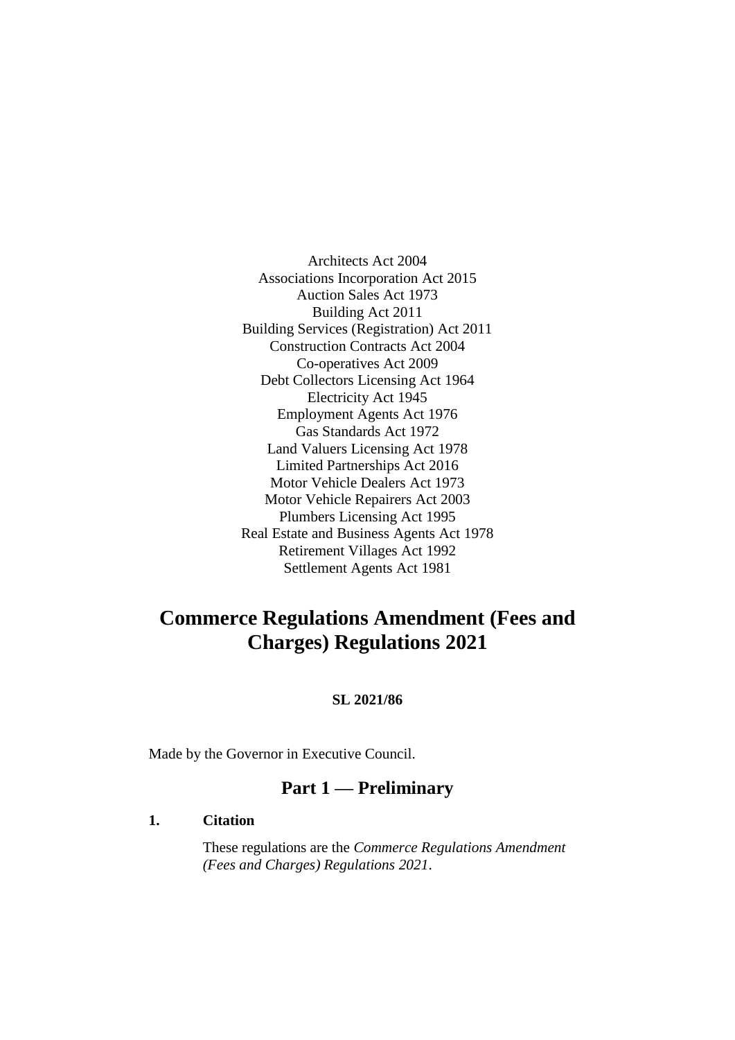Architects Act 2004
Associations Incorporation Act 2015
Auction Sales Act 1973
Building Act 2011
Building Services (Registration) Act 2011
Construction Contracts Act 2004
Co-operatives Act 2009
Debt Collectors Licensing Act 1964
Electricity Act 1945
Employment Agents Act 1976
Gas Standards Act 1972
Land Valuers Licensing Act 1978
Limited Partnerships Act 2016
Motor Vehicle Dealers Act 1973
Motor Vehicle Repairers Act 2003
Plumbers Licensing Act 1995
Real Estate and Business Agents Act 1978
Retirement Villages Act 1992
Settlement Agents Act 1981

# Commerce Regulations Amendment (Fees and Charges) Regulations 2021

**SL 2021/86**

Made by the Governor in Executive Council.

## Part 1 — Preliminary

**1. Citation**

These regulations are the *Commerce Regulations Amendment (Fees and Charges) Regulations 2021*.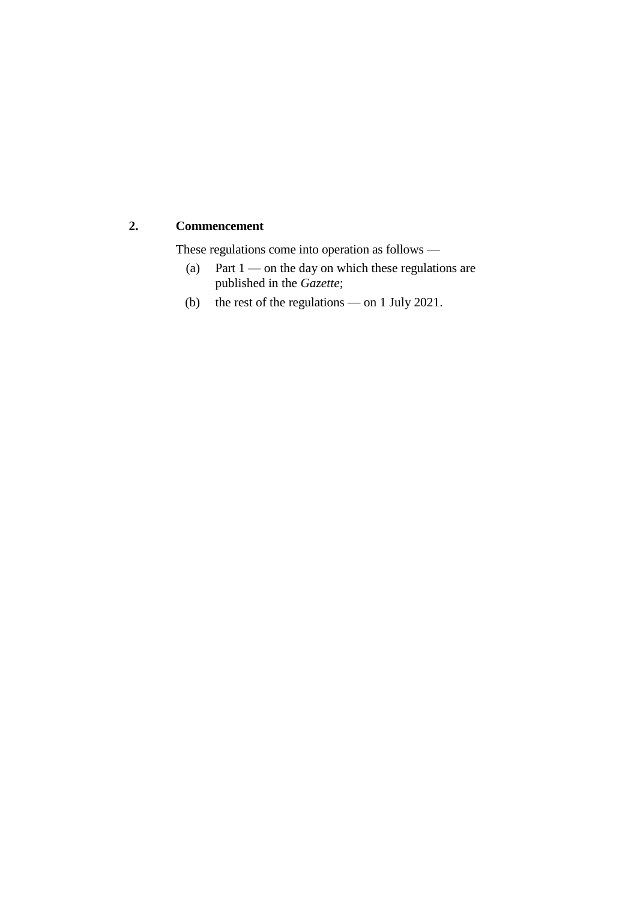## 2. Commencement

These regulations come into operation as follows —

(a) Part 1 — on the day on which these regulations are published in the *Gazette*;

(b) the rest of the regulations — on 1 July 2021.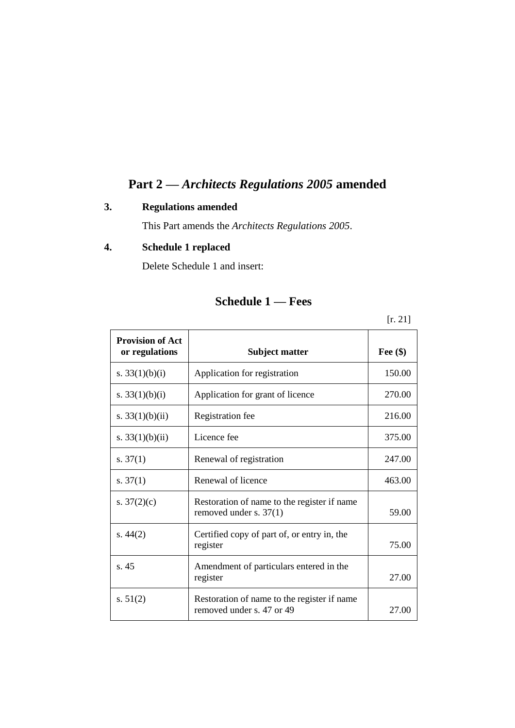# Part 2 — *Architects Regulations 2005* amended

### 3. Regulations amended

This Part amends the *Architects Regulations 2005*.

### 4. Schedule 1 replaced

Delete Schedule 1 and insert:

## Schedule 1 — Fees

[r. 21]

| Provision of Act or regulations | Subject matter | Fee ($) |
|---|---|---|
| s. 33(1)(b)(i) | Application for registration | 150.00 |
| s. 33(1)(b)(i) | Application for grant of licence | 270.00 |
| s. 33(1)(b)(ii) | Registration fee | 216.00 |
| s. 33(1)(b)(ii) | Licence fee | 375.00 |
| s. 37(1) | Renewal of registration | 247.00 |
| s. 37(1) | Renewal of licence | 463.00 |
| s. 37(2)(c) | Restoration of name to the register if name removed under s. 37(1) | 59.00 |
| s. 44(2) | Certified copy of part of, or entry in, the register | 75.00 |
| s. 45 | Amendment of particulars entered in the register | 27.00 |
| s. 51(2) | Restoration of name to the register if name removed under s. 47 or 49 | 27.00 |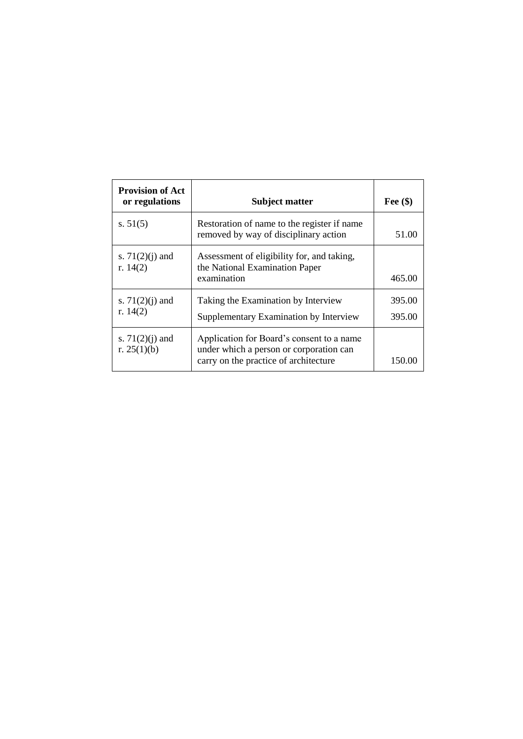| Provision of Act or regulations | Subject matter | Fee ($) |
|---|---|---|
| s. 51(5) | Restoration of name to the register if name removed by way of disciplinary action | 51.00 |
| s. 71(2)(j) and r. 14(2) | Assessment of eligibility for, and taking, the National Examination Paper examination | 465.00 |
| s. 71(2)(j) and r. 14(2) | Taking the Examination by Interview | 395.00 |
| | Supplementary Examination by Interview | 395.00 |
| s. 71(2)(j) and r. 25(1)(b) | Application for Board's consent to a name under which a person or corporation can carry on the practice of architecture | 150.00 |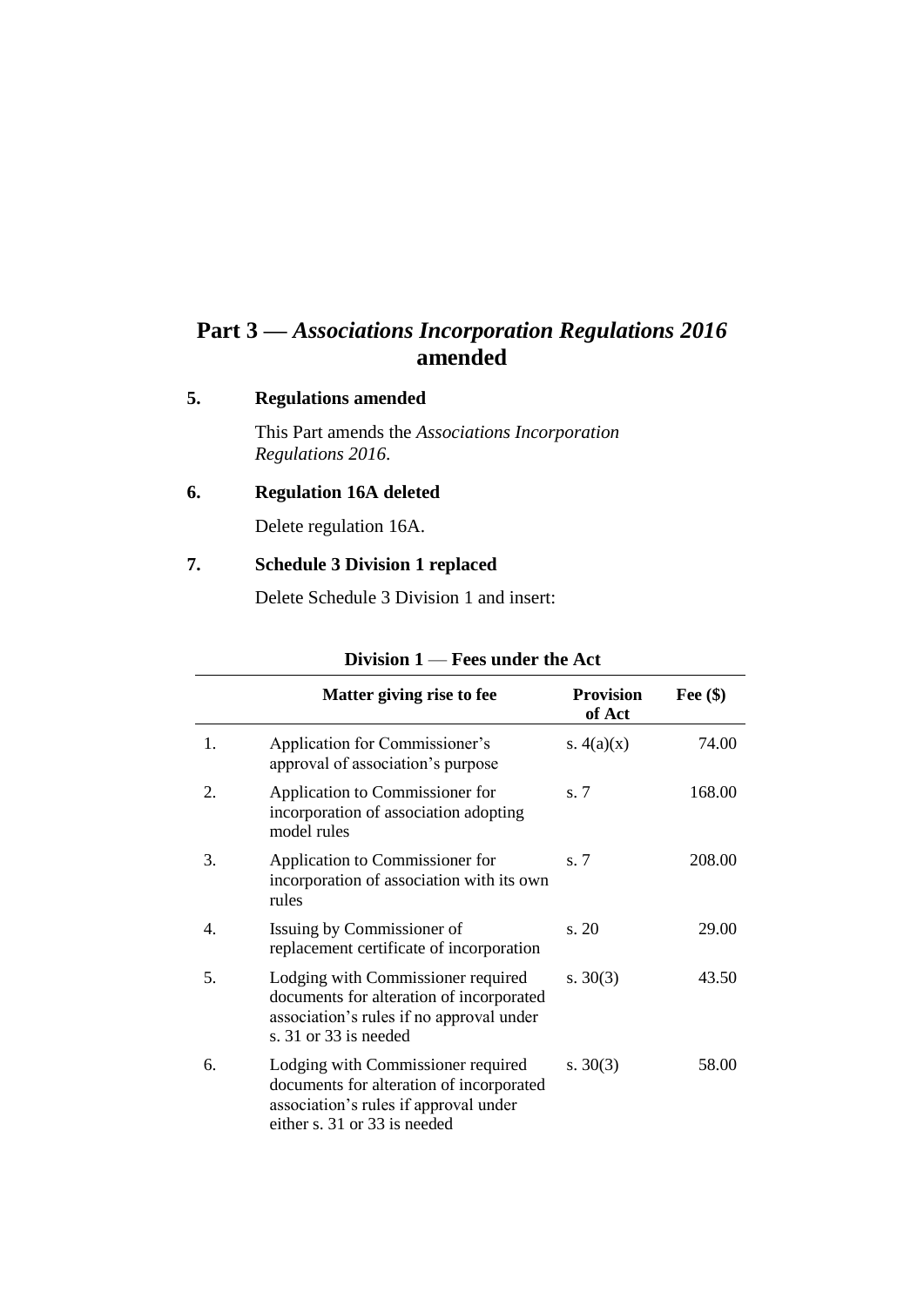## Part 3 — *Associations Incorporation Regulations 2016* amended

### 5. Regulations amended

This Part amends the *Associations Incorporation Regulations 2016*.

### 6. Regulation 16A deleted

Delete regulation 16A.

### 7. Schedule 3 Division 1 replaced

Delete Schedule 3 Division 1 and insert:

**Division 1 — Fees under the Act**

| | Matter giving rise to fee | Provision of Act | Fee ($) |
|---|---|---|---|
| 1. | Application for Commissioner's approval of association's purpose | s. 4(a)(x) | 74.00 |
| 2. | Application to Commissioner for incorporation of association adopting model rules | s. 7 | 168.00 |
| 3. | Application to Commissioner for incorporation of association with its own rules | s. 7 | 208.00 |
| 4. | Issuing by Commissioner of replacement certificate of incorporation | s. 20 | 29.00 |
| 5. | Lodging with Commissioner required documents for alteration of incorporated association's rules if no approval under s. 31 or 33 is needed | s. 30(3) | 43.50 |
| 6. | Lodging with Commissioner required documents for alteration of incorporated association's rules if approval under either s. 31 or 33 is needed | s. 30(3) | 58.00 |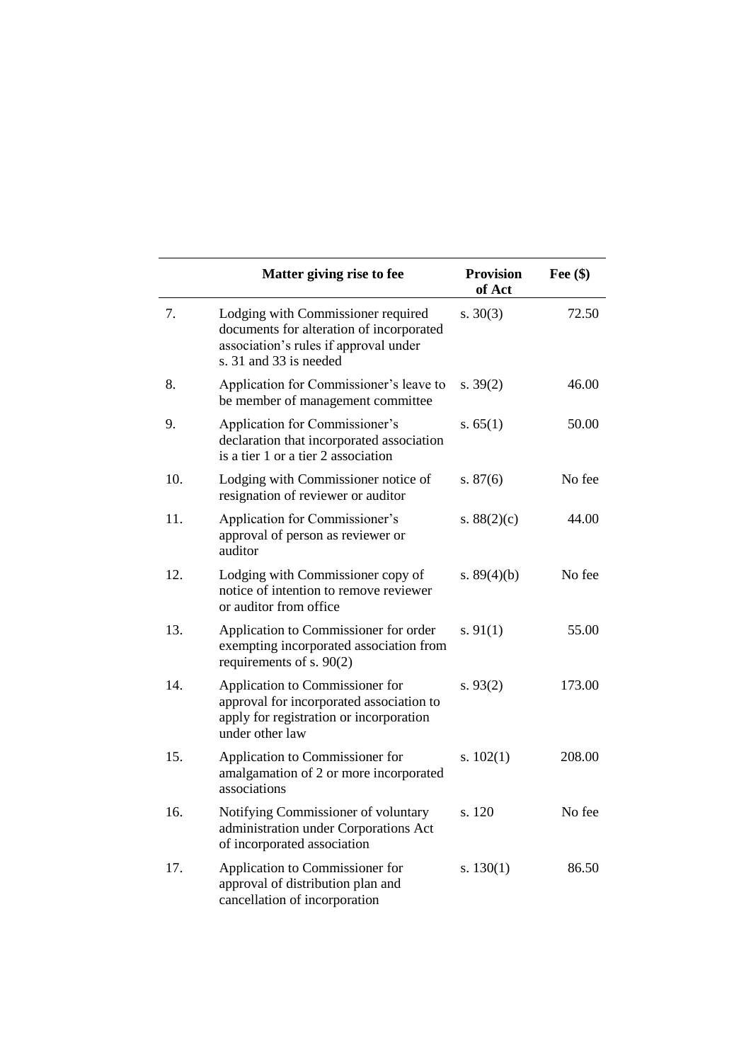| | Matter giving rise to fee | Provision of Act | Fee ($) |
|---|---|---|---|
| 7. | Lodging with Commissioner required documents for alteration of incorporated association's rules if approval under s. 31 and 33 is needed | s. 30(3) | 72.50 |
| 8. | Application for Commissioner's leave to be member of management committee | s. 39(2) | 46.00 |
| 9. | Application for Commissioner's declaration that incorporated association is a tier 1 or a tier 2 association | s. 65(1) | 50.00 |
| 10. | Lodging with Commissioner notice of resignation of reviewer or auditor | s. 87(6) | No fee |
| 11. | Application for Commissioner's approval of person as reviewer or auditor | s. 88(2)(c) | 44.00 |
| 12. | Lodging with Commissioner copy of notice of intention to remove reviewer or auditor from office | s. 89(4)(b) | No fee |
| 13. | Application to Commissioner for order exempting incorporated association from requirements of s. 90(2) | s. 91(1) | 55.00 |
| 14. | Application to Commissioner for approval for incorporated association to apply for registration or incorporation under other law | s. 93(2) | 173.00 |
| 15. | Application to Commissioner for amalgamation of 2 or more incorporated associations | s. 102(1) | 208.00 |
| 16. | Notifying Commissioner of voluntary administration under Corporations Act of incorporated association | s. 120 | No fee |
| 17. | Application to Commissioner for approval of distribution plan and cancellation of incorporation | s. 130(1) | 86.50 |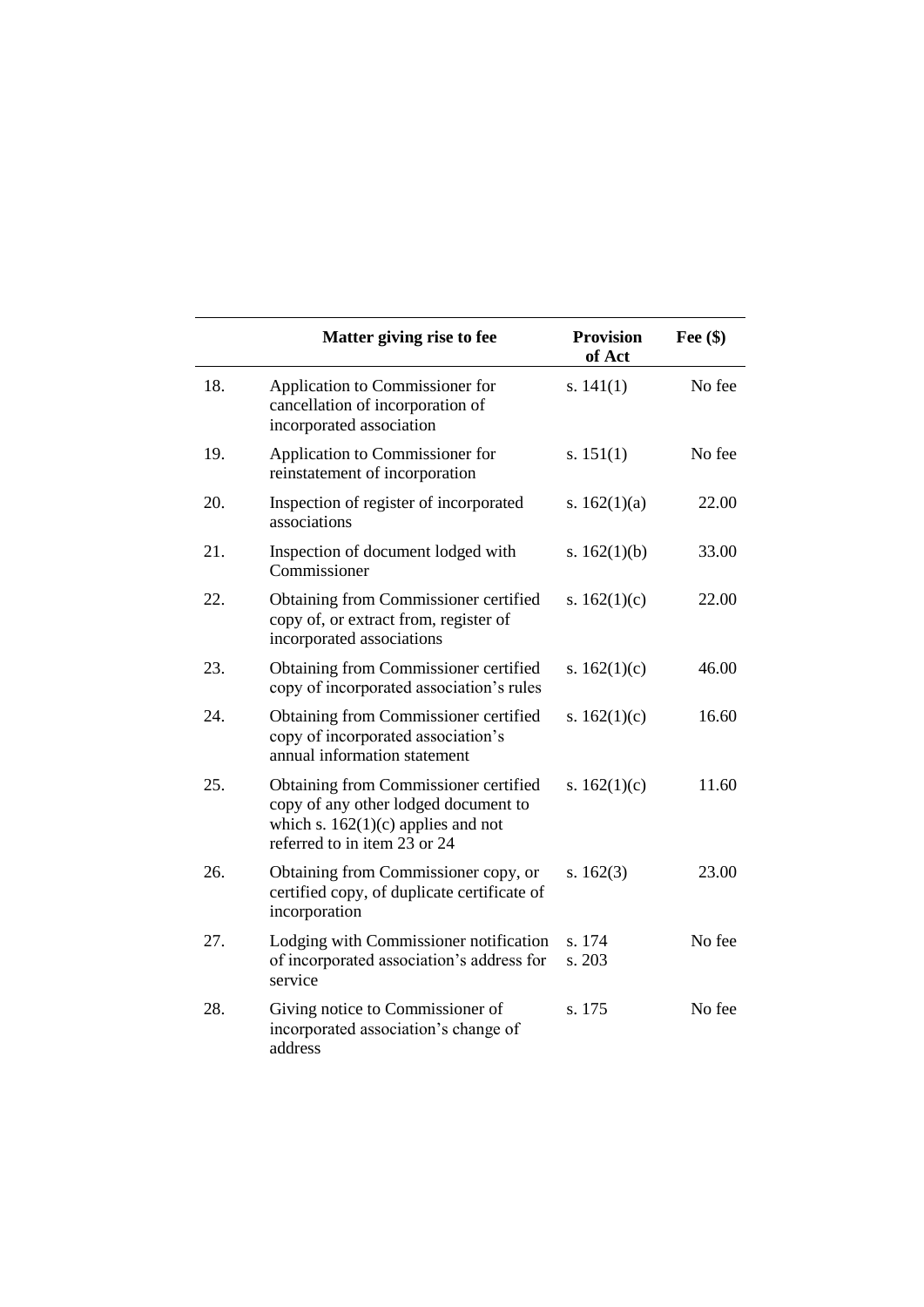| | Matter giving rise to fee | Provision of Act | Fee ($) |
|---|---|---|---|
| 18. | Application to Commissioner for cancellation of incorporation of incorporated association | s. 141(1) | No fee |
| 19. | Application to Commissioner for reinstatement of incorporation | s. 151(1) | No fee |
| 20. | Inspection of register of incorporated associations | s. 162(1)(a) | 22.00 |
| 21. | Inspection of document lodged with Commissioner | s. 162(1)(b) | 33.00 |
| 22. | Obtaining from Commissioner certified copy of, or extract from, register of incorporated associations | s. 162(1)(c) | 22.00 |
| 23. | Obtaining from Commissioner certified copy of incorporated association's rules | s. 162(1)(c) | 46.00 |
| 24. | Obtaining from Commissioner certified copy of incorporated association's annual information statement | s. 162(1)(c) | 16.60 |
| 25. | Obtaining from Commissioner certified copy of any other lodged document to which s. 162(1)(c) applies and not referred to in item 23 or 24 | s. 162(1)(c) | 11.60 |
| 26. | Obtaining from Commissioner copy, or certified copy, of duplicate certificate of incorporation | s. 162(3) | 23.00 |
| 27. | Lodging with Commissioner notification of incorporated association's address for service | s. 174<br>s. 203 | No fee |
| 28. | Giving notice to Commissioner of incorporated association's change of address | s. 175 | No fee |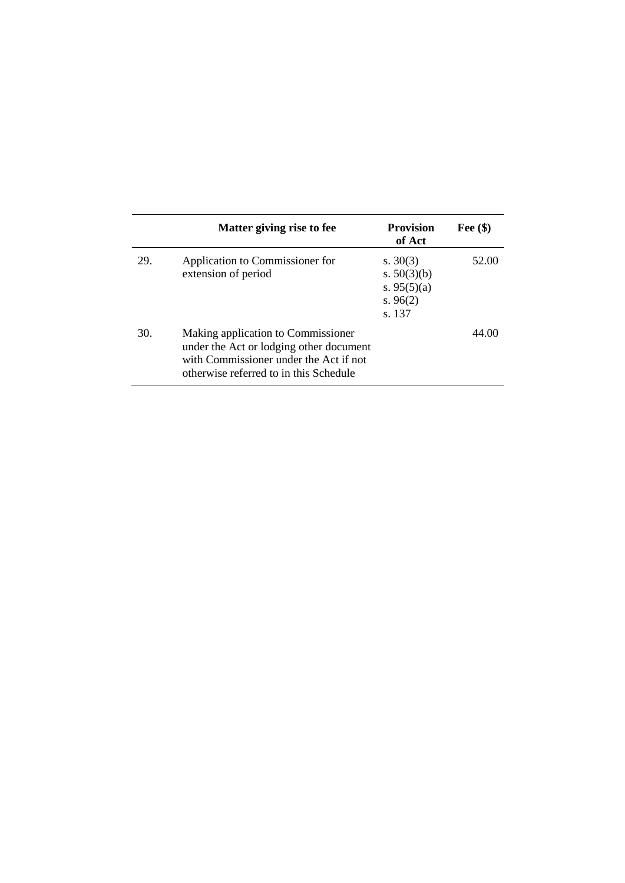| | Matter giving rise to fee | Provision of Act | Fee ($) |
|---|---|---|---|
| 29. | Application to Commissioner for extension of period | s. 30(3)<br>s. 50(3)(b)<br>s. 95(5)(a)<br>s. 96(2)<br>s. 137 | 52.00 |
| 30. | Making application to Commissioner under the Act or lodging other document with Commissioner under the Act if not otherwise referred to in this Schedule | | 44.00 |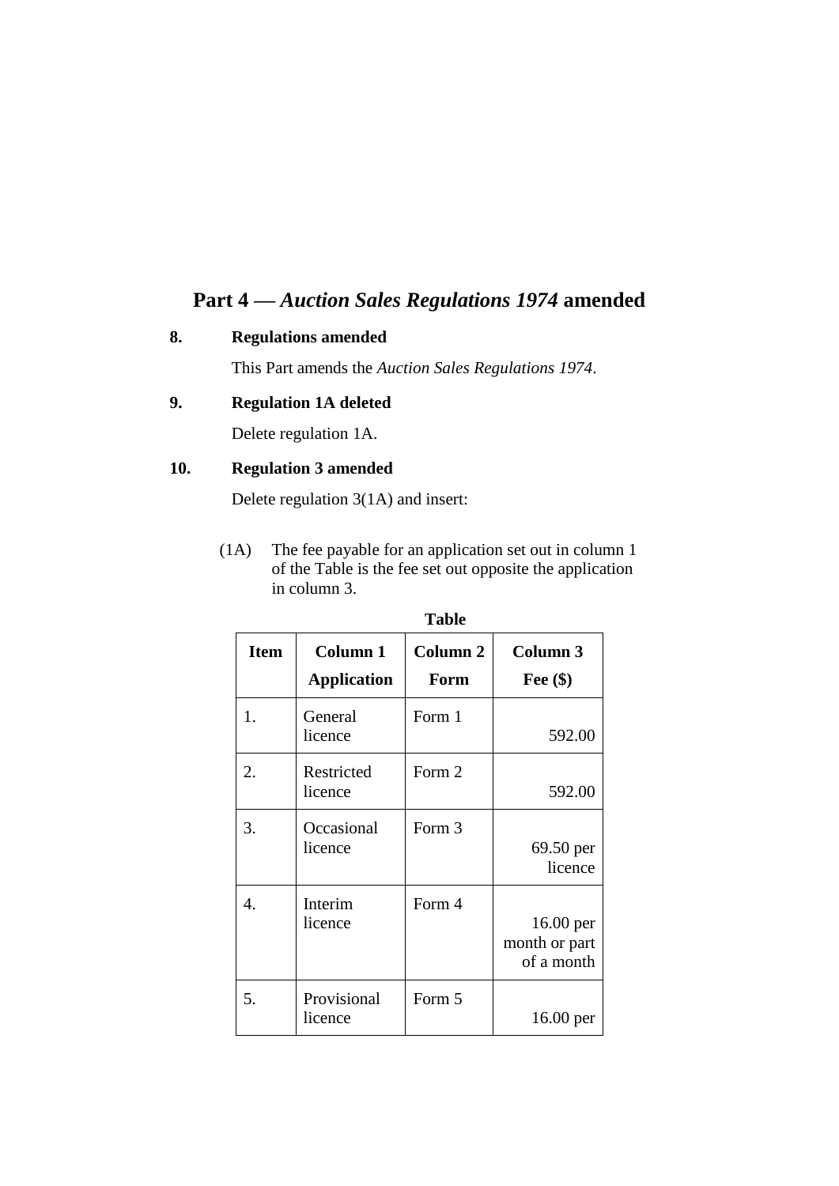## Part 4 — *Auction Sales Regulations 1974* amended

### 8. Regulations amended

This Part amends the *Auction Sales Regulations 1974*.

### 9. Regulation 1A deleted

Delete regulation 1A.

### 10. Regulation 3 amended

Delete regulation 3(1A) and insert:

(1A) The fee payable for an application set out in column 1 of the Table is the fee set out opposite the application in column 3.

**Table**

| Item | Column 1<br>Application | Column 2<br>Form | Column 3<br>Fee ($) |
|---|---|---|---|
| 1. | General licence | Form 1 | 592.00 |
| 2. | Restricted licence | Form 2 | 592.00 |
| 3. | Occasional licence | Form 3 | 69.50 per licence |
| 4. | Interim licence | Form 4 | 16.00 per month or part of a month |
| 5. | Provisional licence | Form 5 | 16.00 per |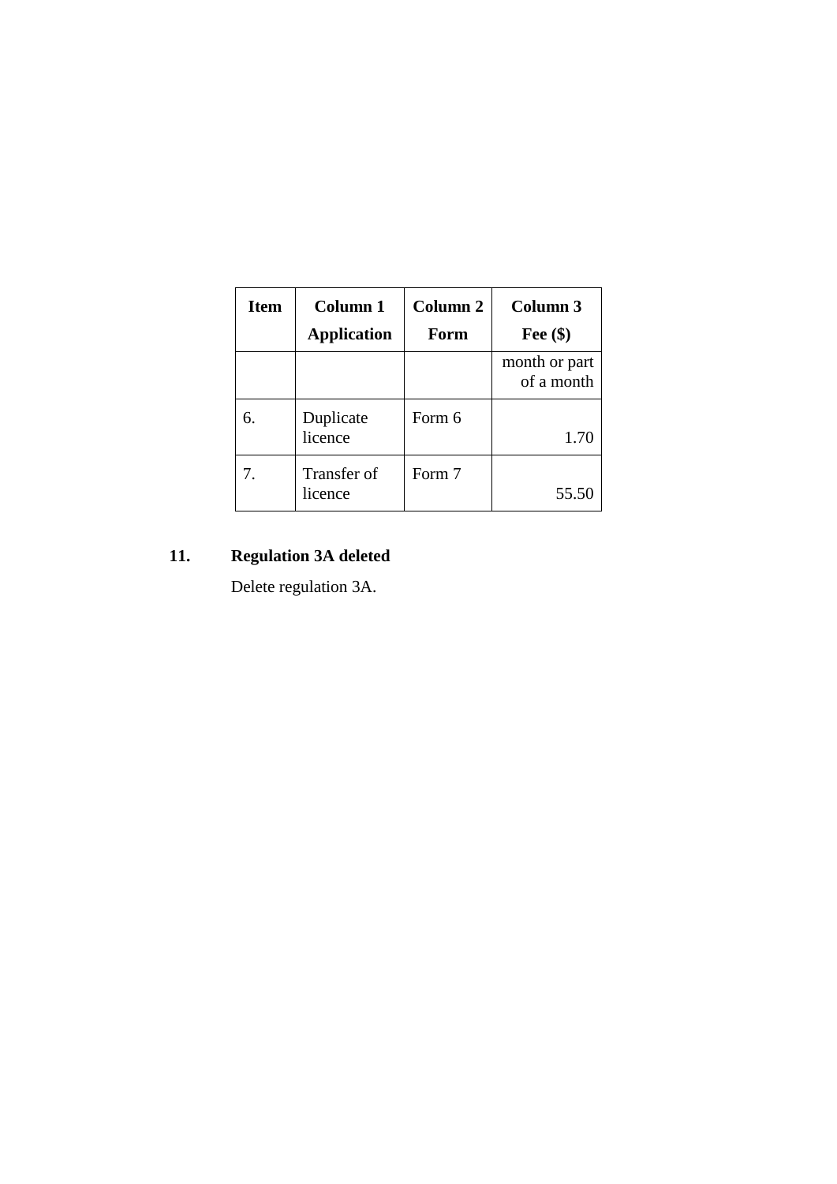| Item | Column 1<br>Application | Column 2<br>Form | Column 3<br>Fee ($) |
|---|---|---|---|
| | | | month or part of a month |
| 6. | Duplicate licence | Form 6 | 1.70 |
| 7. | Transfer of licence | Form 7 | 55.50 |

## 11. Regulation 3A deleted

Delete regulation 3A.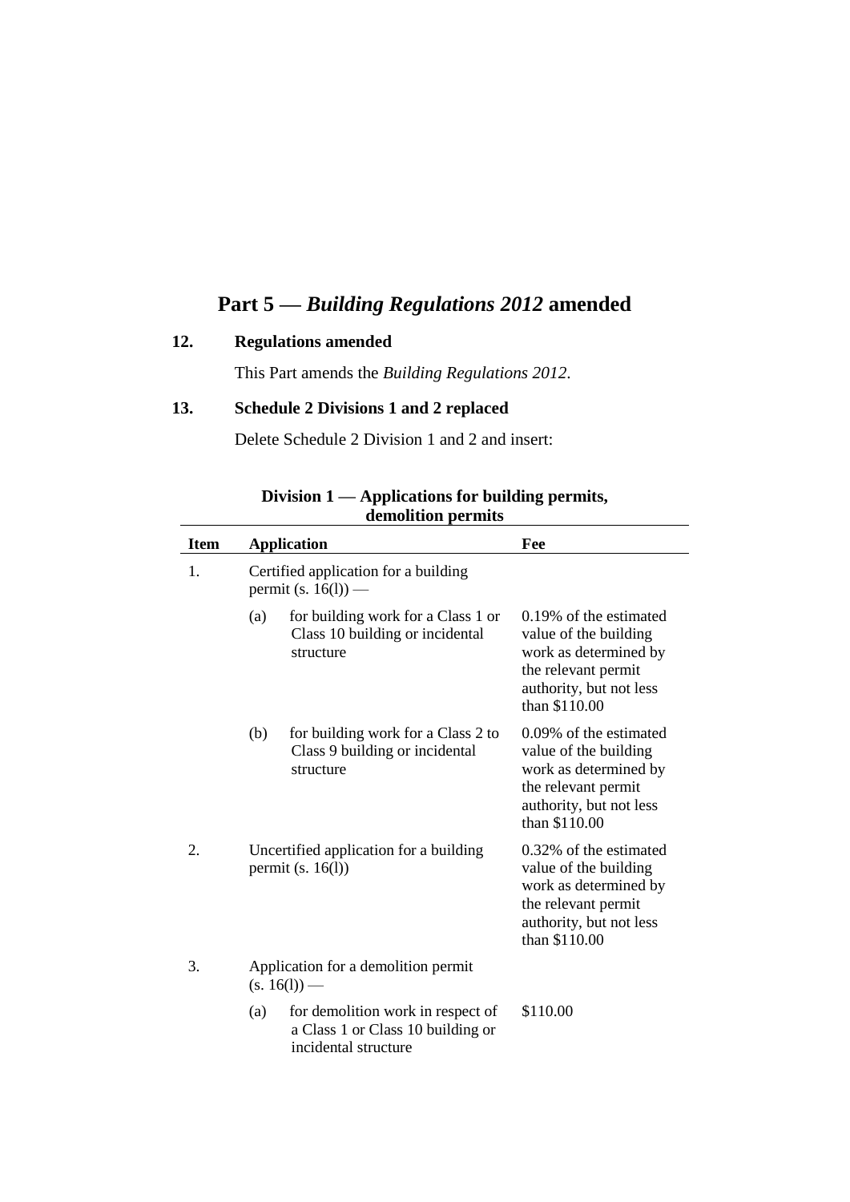# Part 5 — *Building Regulations 2012* amended

## 12. Regulations amended

This Part amends the *Building Regulations 2012*.

## 13. Schedule 2 Divisions 1 and 2 replaced

Delete Schedule 2 Division 1 and 2 and insert:

**Division 1 — Applications for building permits, demolition permits**

| Item | Application | Fee |
|---|---|---|
| 1. | Certified application for a building permit (s. 16(l)) — | |
| | (a) for building work for a Class 1 or Class 10 building or incidental structure | 0.19% of the estimated value of the building work as determined by the relevant permit authority, but not less than $110.00 |
| | (b) for building work for a Class 2 to Class 9 building or incidental structure | 0.09% of the estimated value of the building work as determined by the relevant permit authority, but not less than $110.00 |
| 2. | Uncertified application for a building permit (s. 16(l)) | 0.32% of the estimated value of the building work as determined by the relevant permit authority, but not less than $110.00 |
| 3. | Application for a demolition permit (s. 16(l)) — | |
| | (a) for demolition work in respect of a Class 1 or Class 10 building or incidental structure | $110.00 |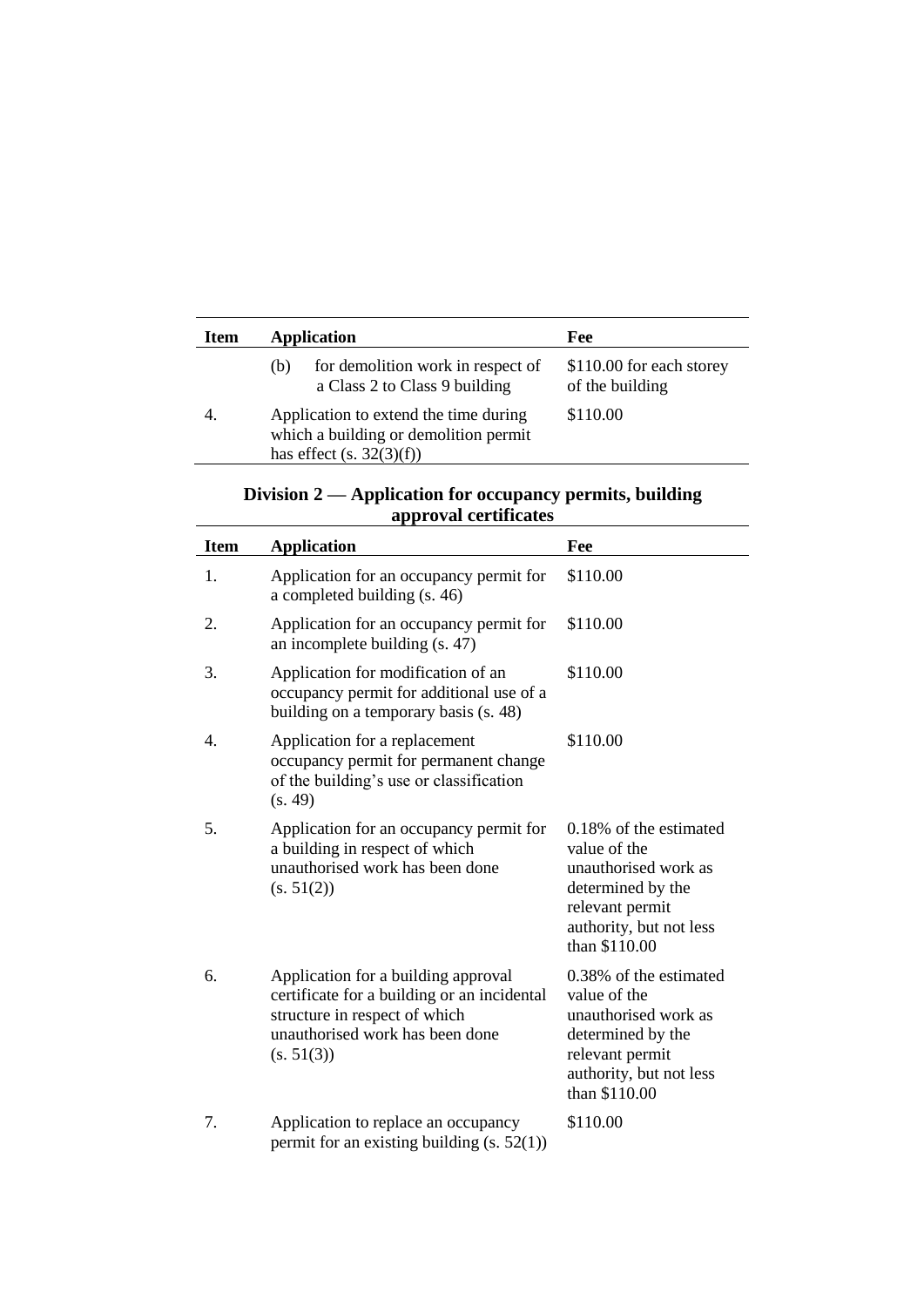| Item | Application | Fee |
|---|---|---|
| | (b) for demolition work in respect of a Class 2 to Class 9 building | $110.00 for each storey of the building |
| 4. | Application to extend the time during which a building or demolition permit has effect (s. 32(3)(f)) | $110.00 |

## Division 2 — Application for occupancy permits, building approval certificates

| Item | Application | Fee |
|---|---|---|
| 1. | Application for an occupancy permit for a completed building (s. 46) | $110.00 |
| 2. | Application for an occupancy permit for an incomplete building (s. 47) | $110.00 |
| 3. | Application for modification of an occupancy permit for additional use of a building on a temporary basis (s. 48) | $110.00 |
| 4. | Application for a replacement occupancy permit for permanent change of the building's use or classification (s. 49) | $110.00 |
| 5. | Application for an occupancy permit for a building in respect of which unauthorised work has been done (s. 51(2)) | 0.18% of the estimated value of the unauthorised work as determined by the relevant permit authority, but not less than $110.00 |
| 6. | Application for a building approval certificate for a building or an incidental structure in respect of which unauthorised work has been done (s. 51(3)) | 0.38% of the estimated value of the unauthorised work as determined by the relevant permit authority, but not less than $110.00 |
| 7. | Application to replace an occupancy permit for an existing building (s. 52(1)) | $110.00 |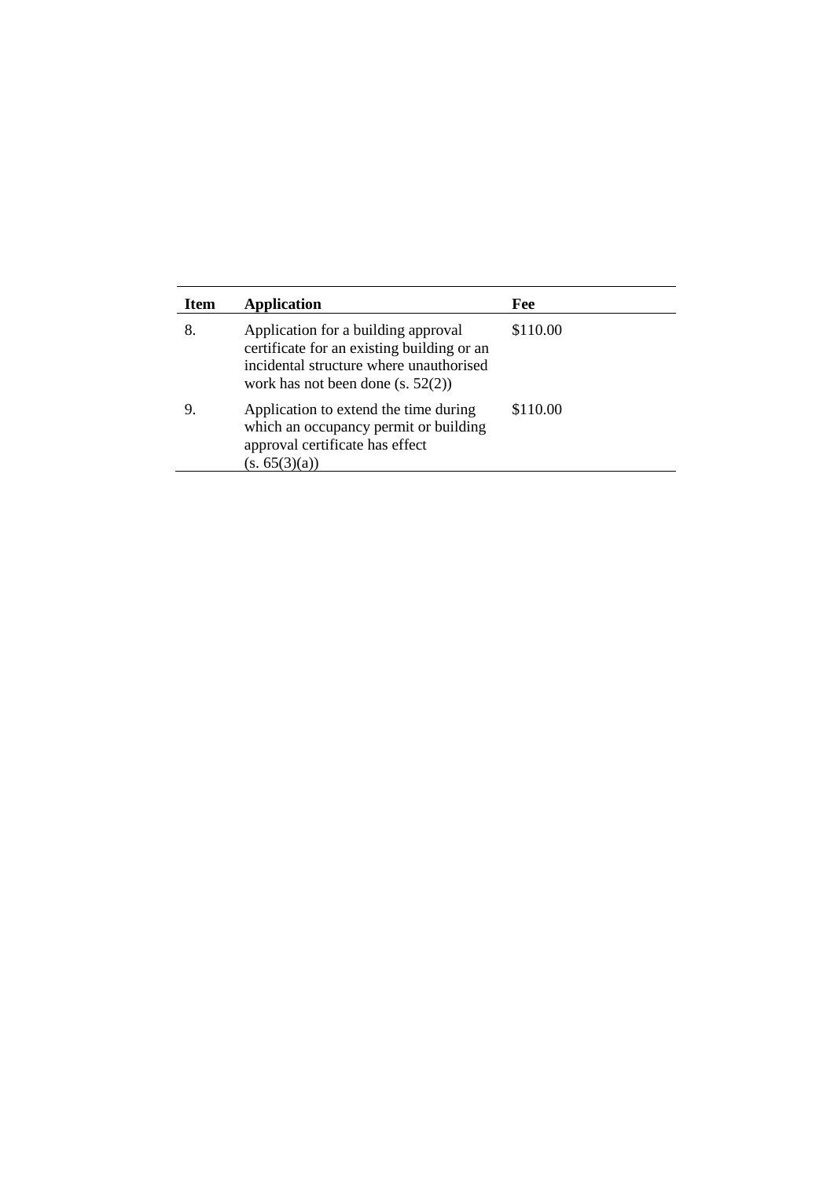| Item | Application | Fee |
|---|---|---|
| 8. | Application for a building approval certificate for an existing building or an incidental structure where unauthorised work has not been done (s. 52(2)) | $110.00 |
| 9. | Application to extend the time during which an occupancy permit or building approval certificate has effect (s. 65(3)(a)) | $110.00 |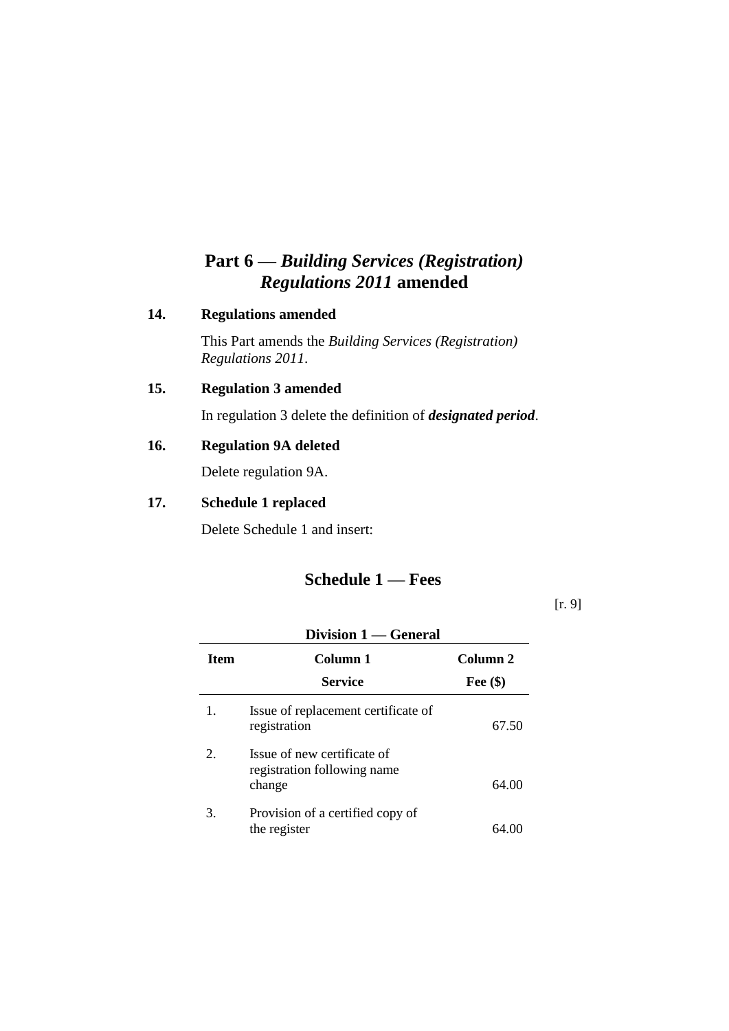# Part 6 — *Building Services (Registration) Regulations 2011* amended

### 14. Regulations amended

This Part amends the *Building Services (Registration) Regulations 2011*.

### 15. Regulation 3 amended

In regulation 3 delete the definition of ***designated period***.

### 16. Regulation 9A deleted

Delete regulation 9A.

### 17. Schedule 1 replaced

Delete Schedule 1 and insert:

## Schedule 1 — Fees

[r. 9]

**Division 1 — General**

| Item | Column 1<br>Service | Column 2<br>Fee ($) |
|---|---|---|
| 1. | Issue of replacement certificate of registration | 67.50 |
| 2. | Issue of new certificate of registration following name change | 64.00 |
| 3. | Provision of a certified copy of the register | 64.00 |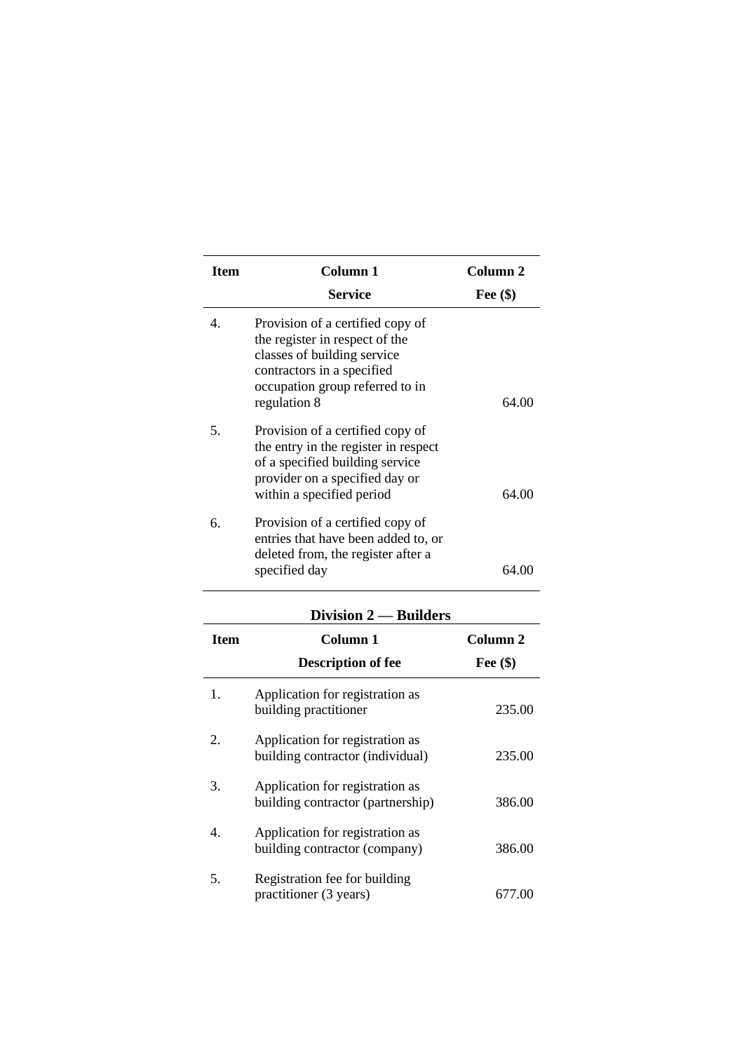| Item | Column 1 | Column 2 |
|---|---|---|
| | Service | Fee ($) |
| 4. | Provision of a certified copy of the register in respect of the classes of building service contractors in a specified occupation group referred to in regulation 8 | 64.00 |
| 5. | Provision of a certified copy of the entry in the register in respect of a specified building service provider on a specified day or within a specified period | 64.00 |
| 6. | Provision of a certified copy of entries that have been added to, or deleted from, the register after a specified day | 64.00 |

**Division 2 — Builders**

| Item | Column 1 | Column 2 |
|---|---|---|
| | Description of fee | Fee ($) |
| 1. | Application for registration as building practitioner | 235.00 |
| 2. | Application for registration as building contractor (individual) | 235.00 |
| 3. | Application for registration as building contractor (partnership) | 386.00 |
| 4. | Application for registration as building contractor (company) | 386.00 |
| 5. | Registration fee for building practitioner (3 years) | 677.00 |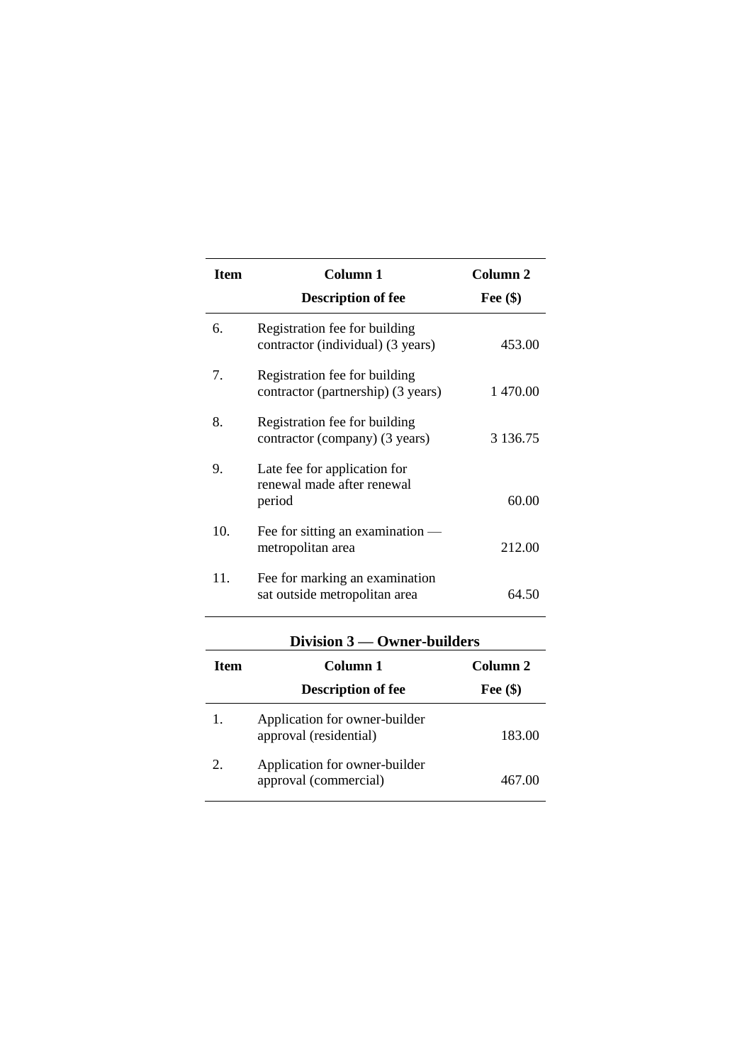| Item | Column 1<br>Description of fee | Column 2<br>Fee ($) |
|---|---|---|
| 6. | Registration fee for building contractor (individual) (3 years) | 453.00 |
| 7. | Registration fee for building contractor (partnership) (3 years) | 1 470.00 |
| 8. | Registration fee for building contractor (company) (3 years) | 3 136.75 |
| 9. | Late fee for application for renewal made after renewal period | 60.00 |
| 10. | Fee for sitting an examination — metropolitan area | 212.00 |
| 11. | Fee for marking an examination sat outside metropolitan area | 64.50 |

### Division 3 — Owner-builders

| Item | Column 1<br>Description of fee | Column 2<br>Fee ($) |
|---|---|---|
| 1. | Application for owner-builder approval (residential) | 183.00 |
| 2. | Application for owner-builder approval (commercial) | 467.00 |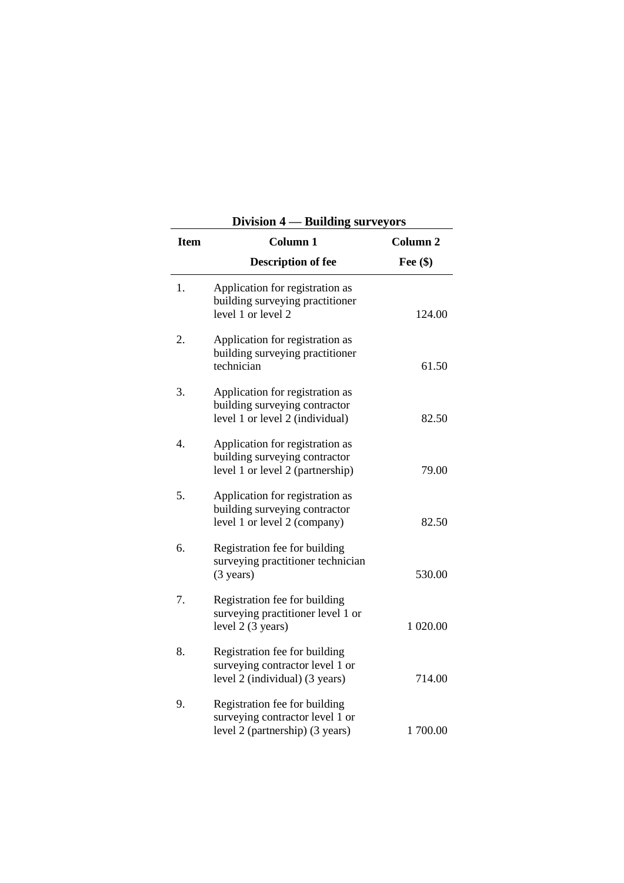## Division 4 — Building surveyors

| Item | Column 1<br>Description of fee | Column 2<br>Fee ($) |
|---|---|---|
| 1. | Application for registration as building surveying practitioner level 1 or level 2 | 124.00 |
| 2. | Application for registration as building surveying practitioner technician | 61.50 |
| 3. | Application for registration as building surveying contractor level 1 or level 2 (individual) | 82.50 |
| 4. | Application for registration as building surveying contractor level 1 or level 2 (partnership) | 79.00 |
| 5. | Application for registration as building surveying contractor level 1 or level 2 (company) | 82.50 |
| 6. | Registration fee for building surveying practitioner technician (3 years) | 530.00 |
| 7. | Registration fee for building surveying practitioner level 1 or level 2 (3 years) | 1 020.00 |
| 8. | Registration fee for building surveying contractor level 1 or level 2 (individual) (3 years) | 714.00 |
| 9. | Registration fee for building surveying contractor level 1 or level 2 (partnership) (3 years) | 1 700.00 |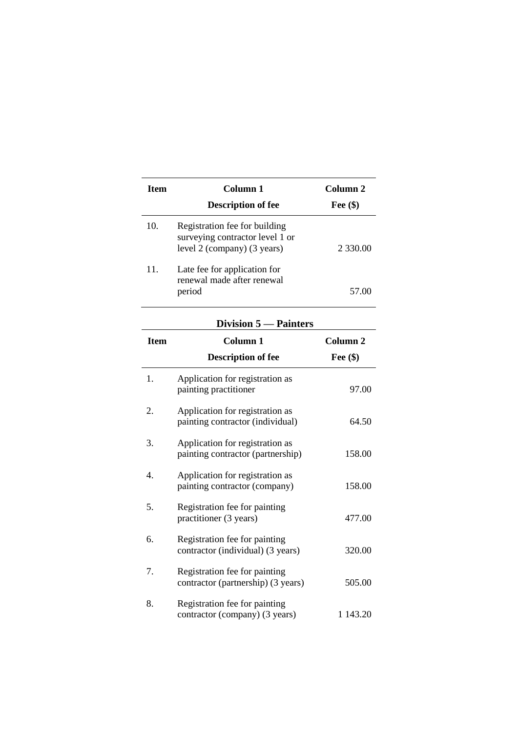| Item | Column 1<br>Description of fee | Column 2<br>Fee ($) |
|---|---|---|
| 10. | Registration fee for building surveying contractor level 1 or level 2 (company) (3 years) | 2 330.00 |
| 11. | Late fee for application for renewal made after renewal period | 57.00 |

### Division 5 — Painters

| Item | Column 1<br>Description of fee | Column 2<br>Fee ($) |
|---|---|---|
| 1. | Application for registration as painting practitioner | 97.00 |
| 2. | Application for registration as painting contractor (individual) | 64.50 |
| 3. | Application for registration as painting contractor (partnership) | 158.00 |
| 4. | Application for registration as painting contractor (company) | 158.00 |
| 5. | Registration fee for painting practitioner (3 years) | 477.00 |
| 6. | Registration fee for painting contractor (individual) (3 years) | 320.00 |
| 7. | Registration fee for painting contractor (partnership) (3 years) | 505.00 |
| 8. | Registration fee for painting contractor (company) (3 years) | 1 143.20 |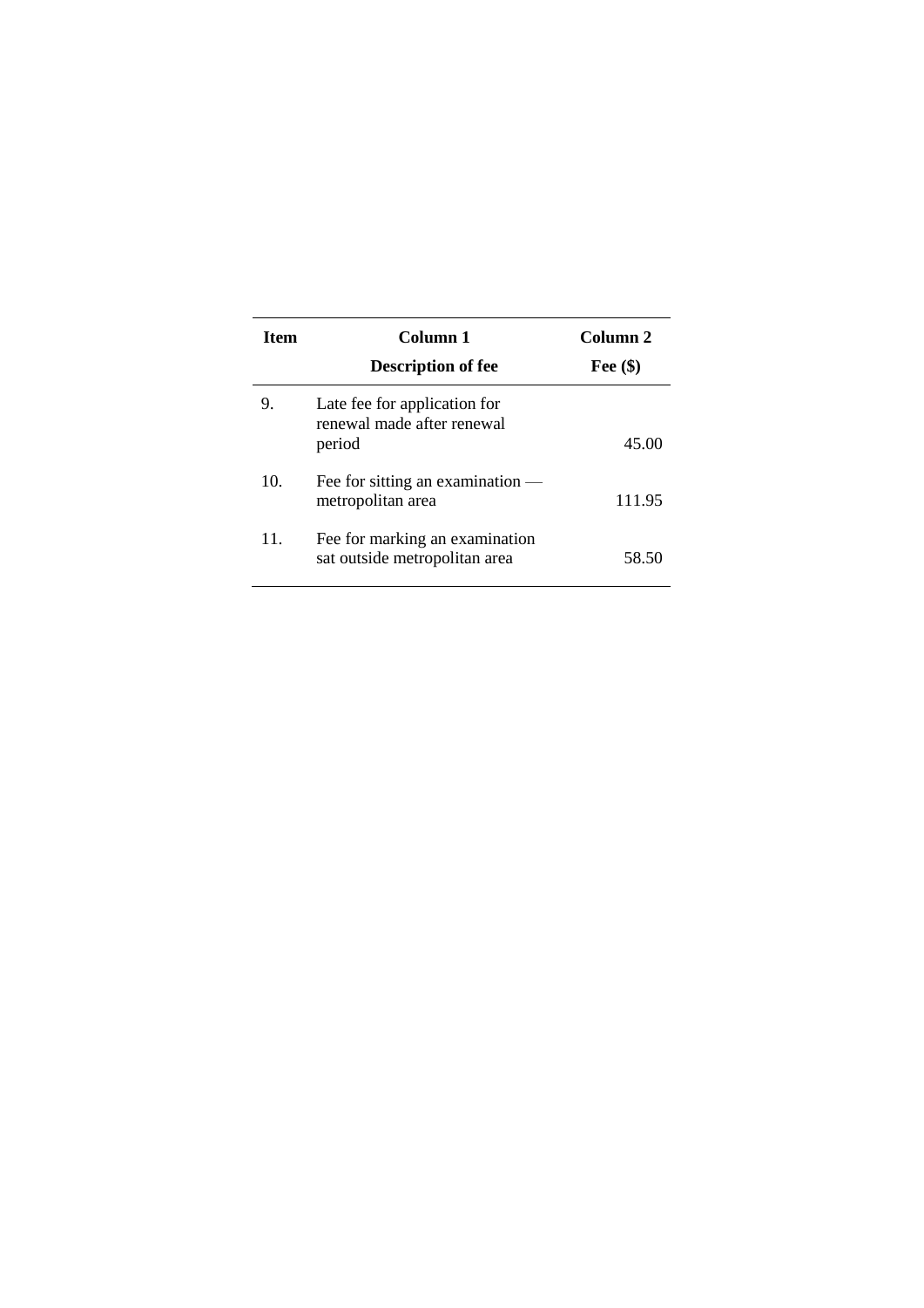| Item | Column 1<br>Description of fee | Column 2<br>Fee ($) |
|---|---|---|
| 9. | Late fee for application for renewal made after renewal period | 45.00 |
| 10. | Fee for sitting an examination — metropolitan area | 111.95 |
| 11. | Fee for marking an examination sat outside metropolitan area | 58.50 |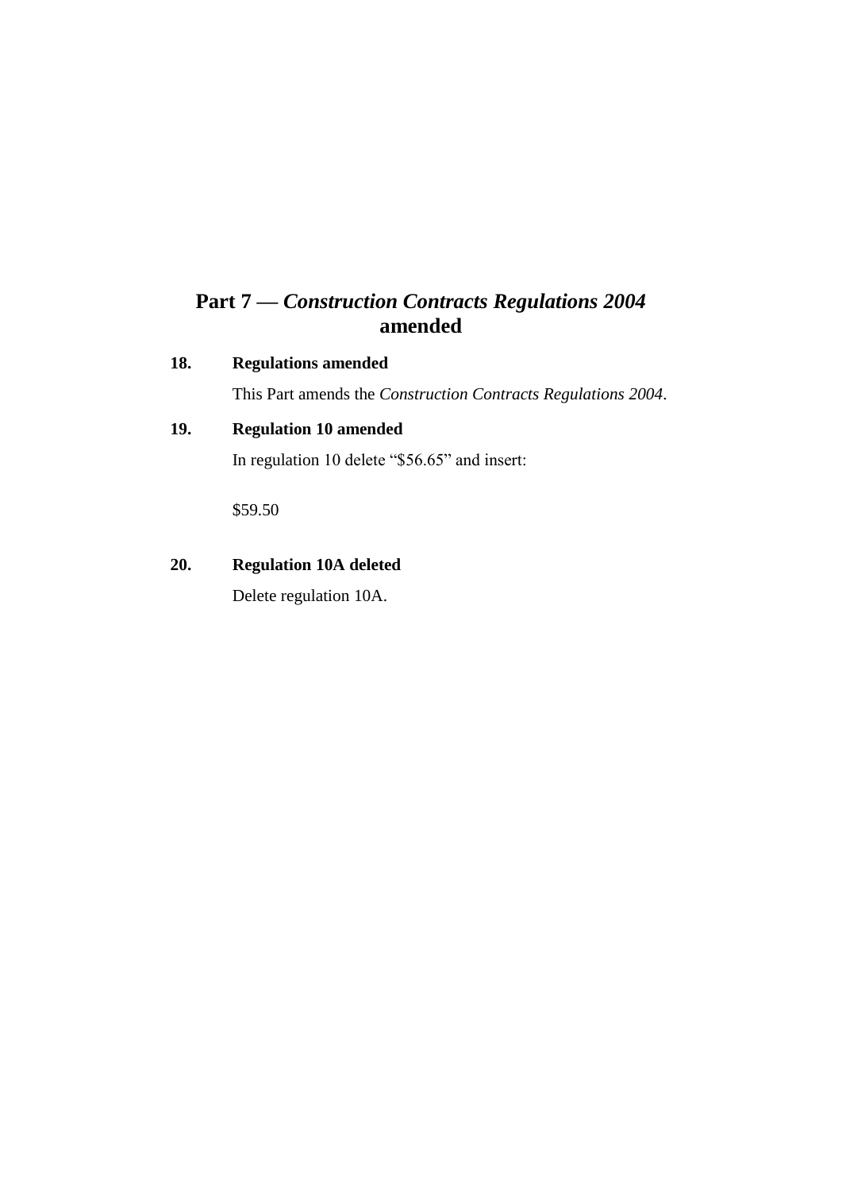# Part 7 — *Construction Contracts Regulations 2004* amended

**18. Regulations amended**

This Part amends the *Construction Contracts Regulations 2004*.

**19. Regulation 10 amended**

In regulation 10 delete "$56.65" and insert:

$59.50

**20. Regulation 10A deleted**

Delete regulation 10A.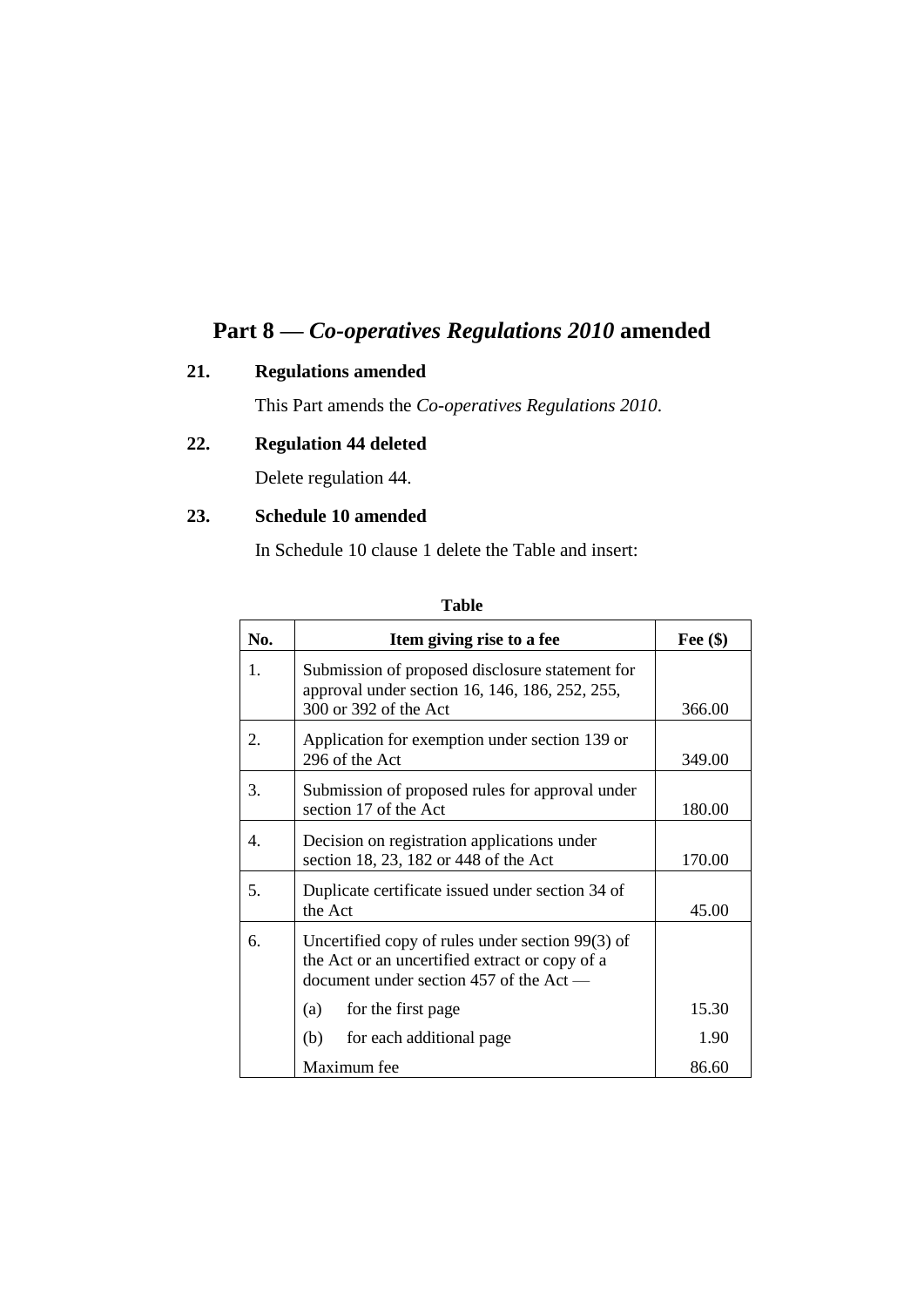## Part 8 — *Co-operatives Regulations 2010* amended

### 21. Regulations amended

This Part amends the *Co-operatives Regulations 2010*.

### 22. Regulation 44 deleted

Delete regulation 44.

### 23. Schedule 10 amended

In Schedule 10 clause 1 delete the Table and insert:

**Table**

| No. | Item giving rise to a fee | Fee ($) |
|---|---|---|
| 1. | Submission of proposed disclosure statement for approval under section 16, 146, 186, 252, 255, 300 or 392 of the Act | 366.00 |
| 2. | Application for exemption under section 139 or 296 of the Act | 349.00 |
| 3. | Submission of proposed rules for approval under section 17 of the Act | 180.00 |
| 4. | Decision on registration applications under section 18, 23, 182 or 448 of the Act | 170.00 |
| 5. | Duplicate certificate issued under section 34 of the Act | 45.00 |
| 6. | Uncertified copy of rules under section 99(3) of the Act or an uncertified extract or copy of a document under section 457 of the Act — | |
| | (a) for the first page | 15.30 |
| | (b) for each additional page | 1.90 |
| | Maximum fee | 86.60 |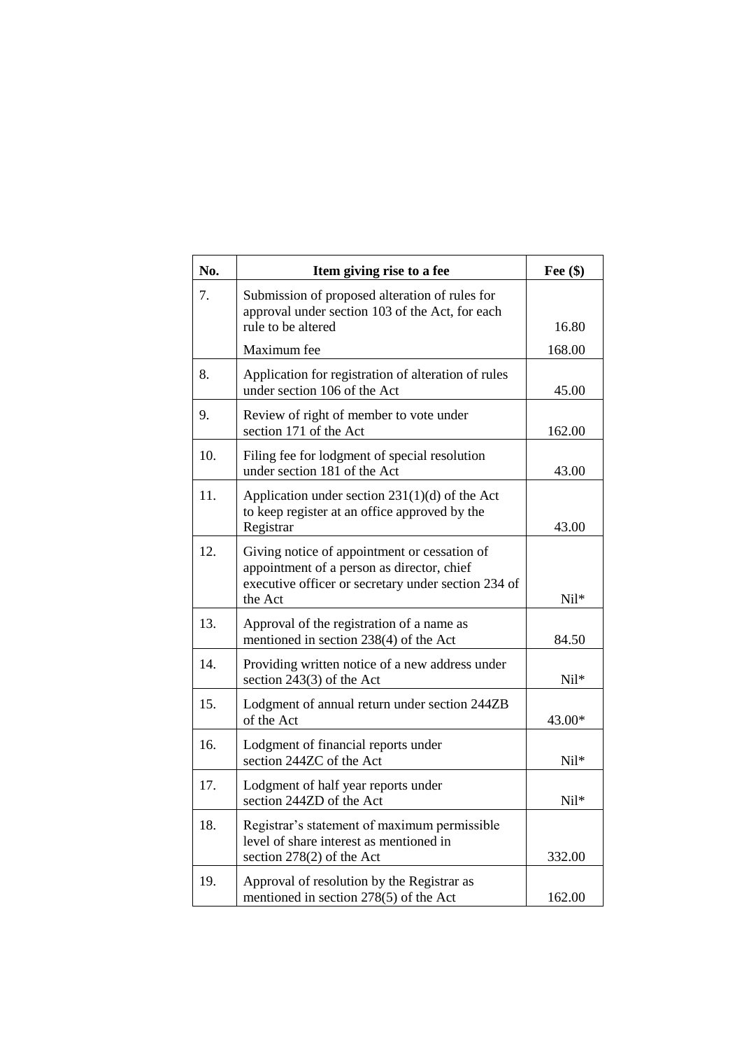| No. | Item giving rise to a fee | Fee ($) |
|---|---|---|
| 7. | Submission of proposed alteration of rules for approval under section 103 of the Act, for each rule to be altered | 16.80 |
| | Maximum fee | 168.00 |
| 8. | Application for registration of alteration of rules under section 106 of the Act | 45.00 |
| 9. | Review of right of member to vote under section 171 of the Act | 162.00 |
| 10. | Filing fee for lodgment of special resolution under section 181 of the Act | 43.00 |
| 11. | Application under section 231(1)(d) of the Act to keep register at an office approved by the Registrar | 43.00 |
| 12. | Giving notice of appointment or cessation of appointment of a person as director, chief executive officer or secretary under section 234 of the Act | Nil* |
| 13. | Approval of the registration of a name as mentioned in section 238(4) of the Act | 84.50 |
| 14. | Providing written notice of a new address under section 243(3) of the Act | Nil* |
| 15. | Lodgment of annual return under section 244ZB of the Act | 43.00* |
| 16. | Lodgment of financial reports under section 244ZC of the Act | Nil* |
| 17. | Lodgment of half year reports under section 244ZD of the Act | Nil* |
| 18. | Registrar's statement of maximum permissible level of share interest as mentioned in section 278(2) of the Act | 332.00 |
| 19. | Approval of resolution by the Registrar as mentioned in section 278(5) of the Act | 162.00 |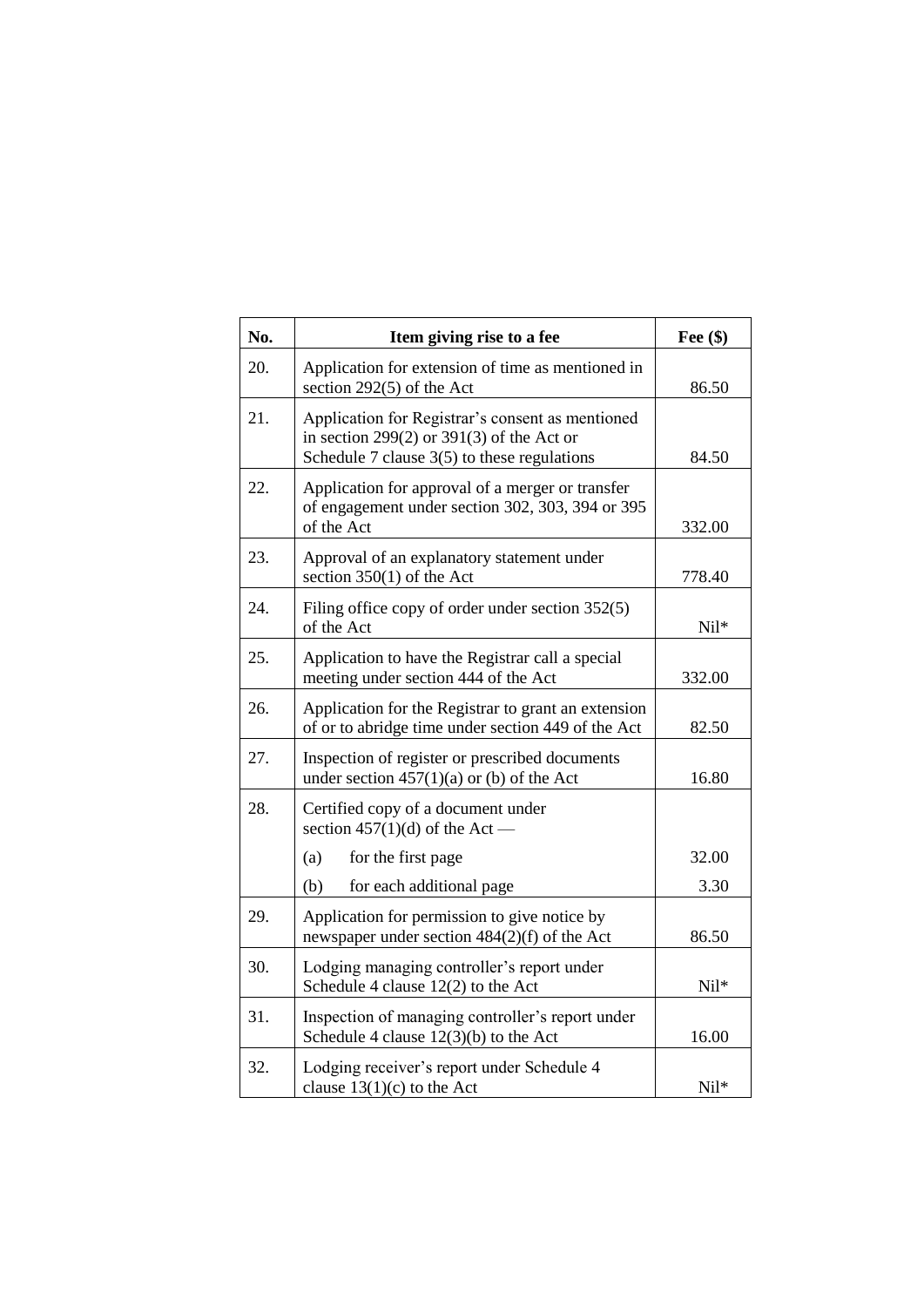| No. | Item giving rise to a fee | Fee ($) |
|---|---|---|
| 20. | Application for extension of time as mentioned in section 292(5) of the Act | 86.50 |
| 21. | Application for Registrar's consent as mentioned in section 299(2) or 391(3) of the Act or Schedule 7 clause 3(5) to these regulations | 84.50 |
| 22. | Application for approval of a merger or transfer of engagement under section 302, 303, 394 or 395 of the Act | 332.00 |
| 23. | Approval of an explanatory statement under section 350(1) of the Act | 778.40 |
| 24. | Filing office copy of order under section 352(5) of the Act | Nil* |
| 25. | Application to have the Registrar call a special meeting under section 444 of the Act | 332.00 |
| 26. | Application for the Registrar to grant an extension of or to abridge time under section 449 of the Act | 82.50 |
| 27. | Inspection of register or prescribed documents under section 457(1)(a) or (b) of the Act | 16.80 |
| 28. | Certified copy of a document under section 457(1)(d) of the Act — | |
| | (a) for the first page | 32.00 |
| | (b) for each additional page | 3.30 |
| 29. | Application for permission to give notice by newspaper under section 484(2)(f) of the Act | 86.50 |
| 30. | Lodging managing controller's report under Schedule 4 clause 12(2) to the Act | Nil* |
| 31. | Inspection of managing controller's report under Schedule 4 clause 12(3)(b) to the Act | 16.00 |
| 32. | Lodging receiver's report under Schedule 4 clause 13(1)(c) to the Act | Nil* |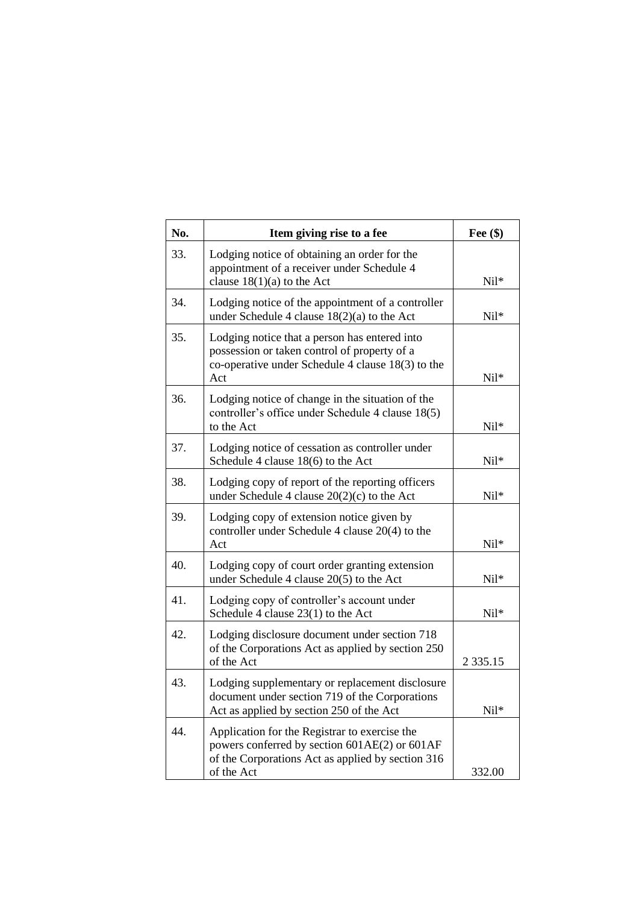| No. | Item giving rise to a fee | Fee ($) |
|---|---|---|
| 33. | Lodging notice of obtaining an order for the appointment of a receiver under Schedule 4 clause 18(1)(a) to the Act | Nil* |
| 34. | Lodging notice of the appointment of a controller under Schedule 4 clause 18(2)(a) to the Act | Nil* |
| 35. | Lodging notice that a person has entered into possession or taken control of property of a co-operative under Schedule 4 clause 18(3) to the Act | Nil* |
| 36. | Lodging notice of change in the situation of the controller's office under Schedule 4 clause 18(5) to the Act | Nil* |
| 37. | Lodging notice of cessation as controller under Schedule 4 clause 18(6) to the Act | Nil* |
| 38. | Lodging copy of report of the reporting officers under Schedule 4 clause 20(2)(c) to the Act | Nil* |
| 39. | Lodging copy of extension notice given by controller under Schedule 4 clause 20(4) to the Act | Nil* |
| 40. | Lodging copy of court order granting extension under Schedule 4 clause 20(5) to the Act | Nil* |
| 41. | Lodging copy of controller's account under Schedule 4 clause 23(1) to the Act | Nil* |
| 42. | Lodging disclosure document under section 718 of the Corporations Act as applied by section 250 of the Act | 2 335.15 |
| 43. | Lodging supplementary or replacement disclosure document under section 719 of the Corporations Act as applied by section 250 of the Act | Nil* |
| 44. | Application for the Registrar to exercise the powers conferred by section 601AE(2) or 601AF of the Corporations Act as applied by section 316 of the Act | 332.00 |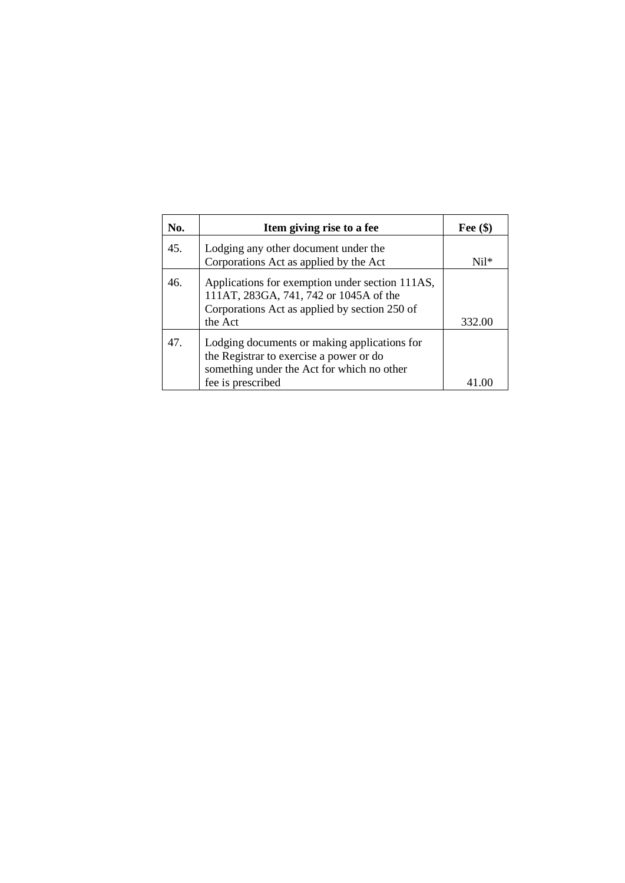| No. | Item giving rise to a fee | Fee ($) |
|---|---|---|
| 45. | Lodging any other document under the Corporations Act as applied by the Act | Nil* |
| 46. | Applications for exemption under section 111AS, 111AT, 283GA, 741, 742 or 1045A of the Corporations Act as applied by section 250 of the Act | 332.00 |
| 47. | Lodging documents or making applications for the Registrar to exercise a power or do something under the Act for which no other fee is prescribed | 41.00 |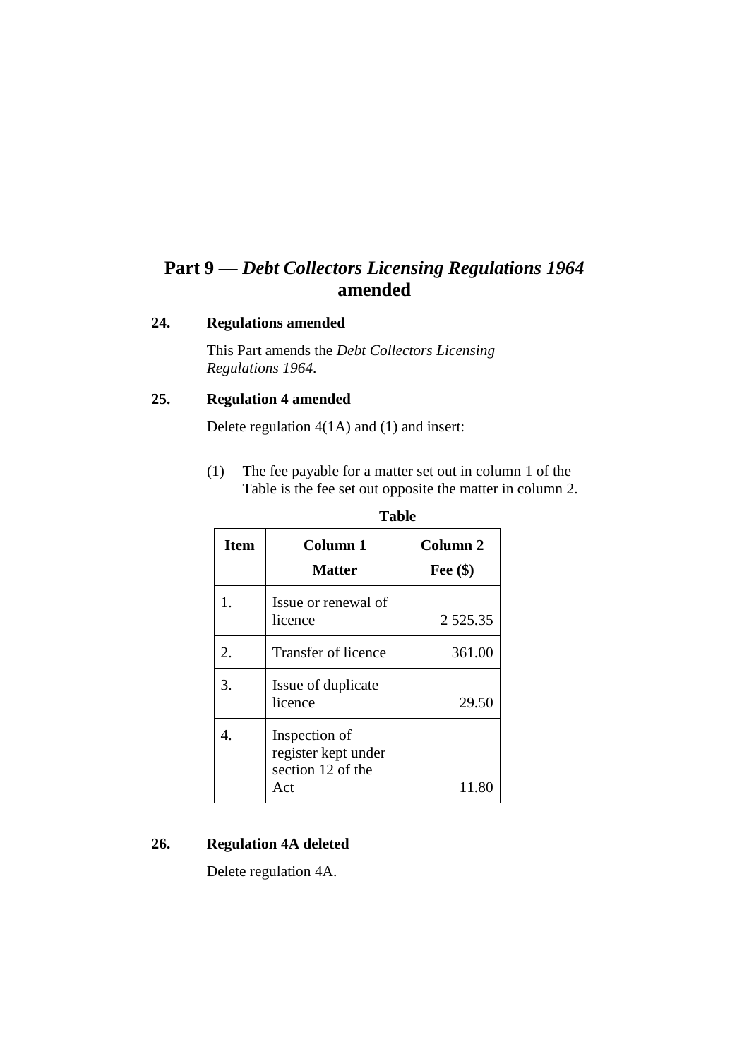# Part 9 — *Debt Collectors Licensing Regulations 1964* amended

### 24. Regulations amended

This Part amends the *Debt Collectors Licensing Regulations 1964*.

### 25. Regulation 4 amended

Delete regulation 4(1A) and (1) and insert:

(1) The fee payable for a matter set out in column 1 of the Table is the fee set out opposite the matter in column 2.

**Table**

| Item | Column 1<br>Matter | Column 2<br>Fee ($) |
|---|---|---|
| 1. | Issue or renewal of licence | 2 525.35 |
| 2. | Transfer of licence | 361.00 |
| 3. | Issue of duplicate licence | 29.50 |
| 4. | Inspection of register kept under section 12 of the Act | 11.80 |

### 26. Regulation 4A deleted

Delete regulation 4A.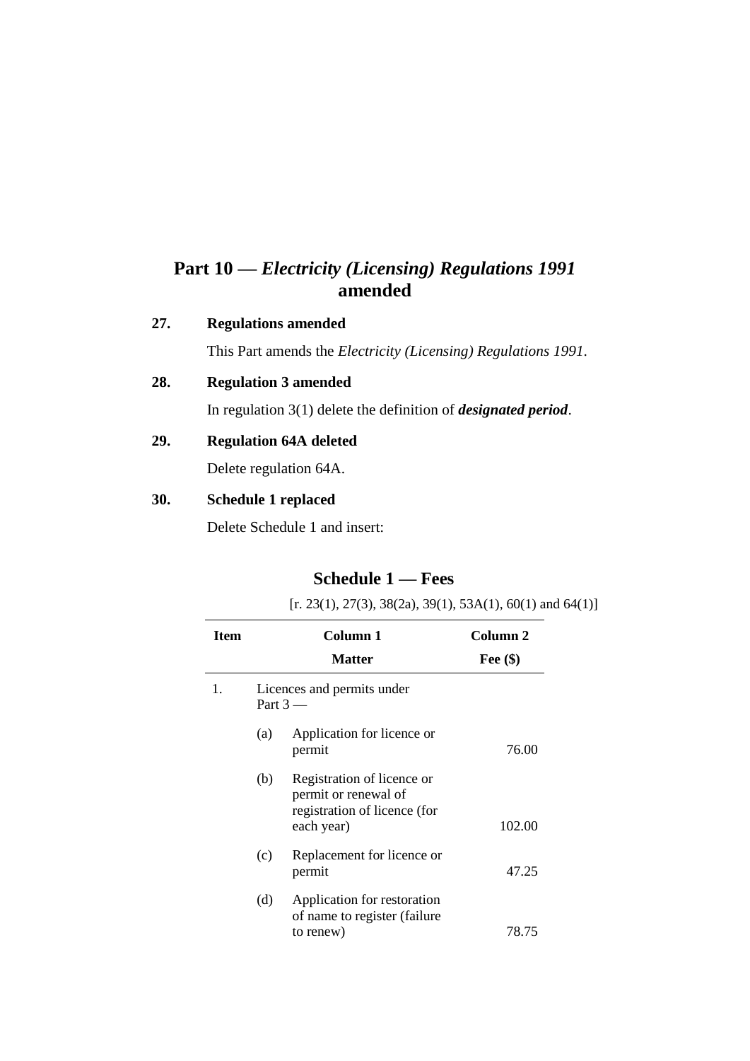## Part 10 — *Electricity (Licensing) Regulations 1991* amended

**27. Regulations amended**

This Part amends the *Electricity (Licensing) Regulations 1991*.

**28. Regulation 3 amended**

In regulation 3(1) delete the definition of ***designated period***.

**29. Regulation 64A deleted**

Delete regulation 64A.

**30. Schedule 1 replaced**

Delete Schedule 1 and insert:

### Schedule 1 — Fees

[r. 23(1), 27(3), 38(2a), 39(1), 53A(1), 60(1) and 64(1)]

| Item | | Column 1<br>Matter | Column 2<br>Fee ($) |
|---|---|---|---|
| 1. | Licences and permits under Part 3 — | | |
| | (a) | Application for licence or permit | 76.00 |
| | (b) | Registration of licence or permit or renewal of registration of licence (for each year) | 102.00 |
| | (c) | Replacement for licence or permit | 47.25 |
| | (d) | Application for restoration of name to register (failure to renew) | 78.75 |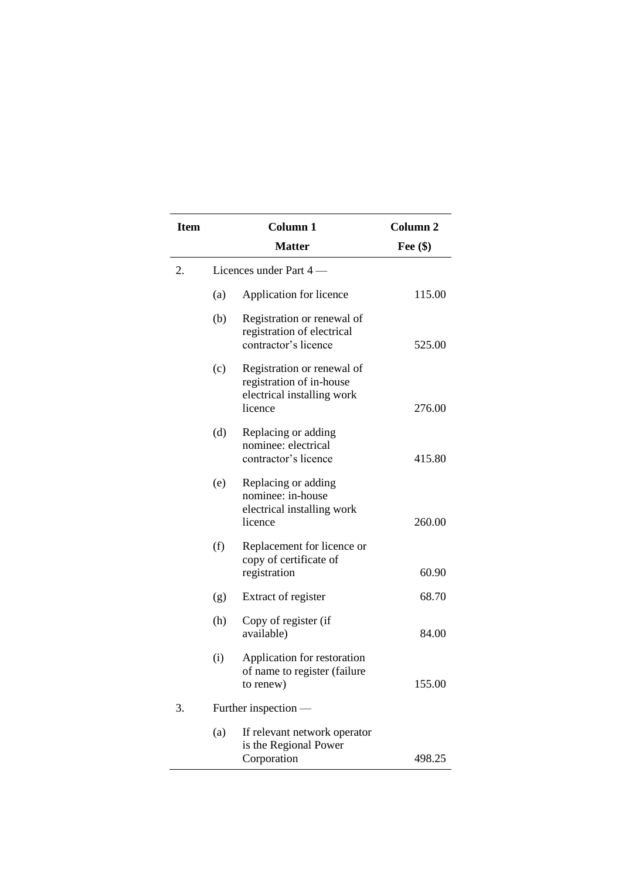| Item | | Column 1<br>Matter | Column 2<br>Fee ($) |
|---|---|---|---|
| 2. | Licences under Part 4 — | | |
| | (a) | Application for licence | 115.00 |
| | (b) | Registration or renewal of registration of electrical contractor's licence | 525.00 |
| | (c) | Registration or renewal of registration of in-house electrical installing work licence | 276.00 |
| | (d) | Replacing or adding nominee: electrical contractor's licence | 415.80 |
| | (e) | Replacing or adding nominee: in-house electrical installing work licence | 260.00 |
| | (f) | Replacement for licence or copy of certificate of registration | 60.90 |
| | (g) | Extract of register | 68.70 |
| | (h) | Copy of register (if available) | 84.00 |
| | (i) | Application for restoration of name to register (failure to renew) | 155.00 |
| 3. | Further inspection — | | |
| | (a) | If relevant network operator is the Regional Power Corporation | 498.25 |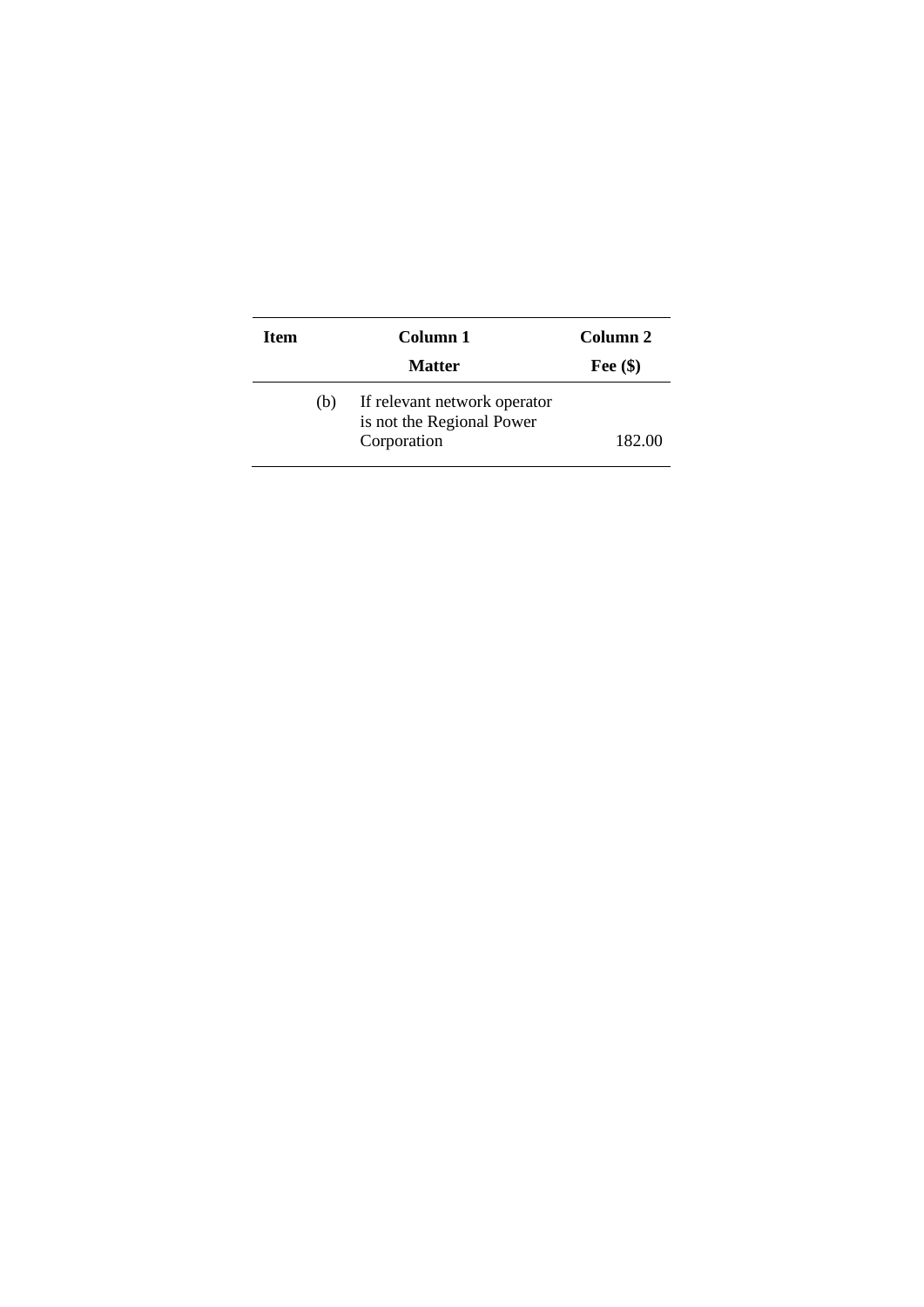| Item | Column 1<br>Matter | Column 2<br>Fee ($) |
|---|---|---|
| (b) | If relevant network operator is not the Regional Power Corporation | 182.00 |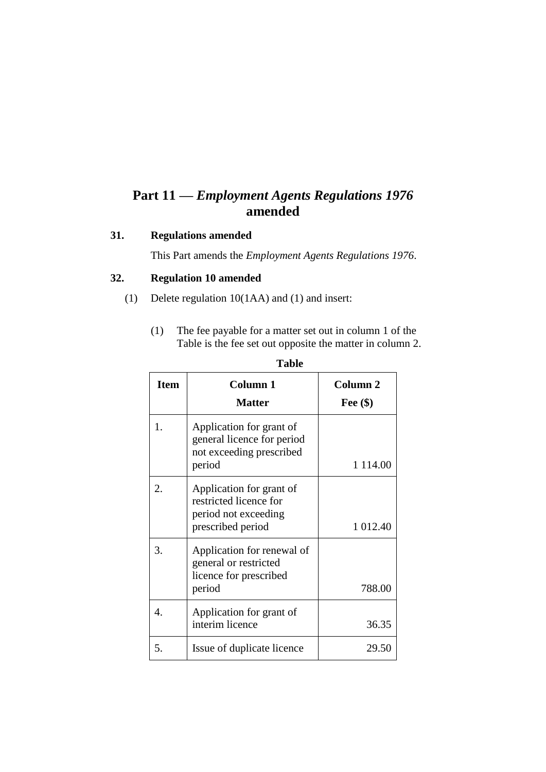# Part 11 — *Employment Agents Regulations 1976* amended

### 31. Regulations amended

This Part amends the *Employment Agents Regulations 1976*.

### 32. Regulation 10 amended

(1) Delete regulation 10(1AA) and (1) and insert:

(1) The fee payable for a matter set out in column 1 of the Table is the fee set out opposite the matter in column 2.

**Table**

| Item | Column 1<br>Matter | Column 2<br>Fee ($) |
|---|---|---|
| 1. | Application for grant of general licence for period not exceeding prescribed period | 1 114.00 |
| 2. | Application for grant of restricted licence for period not exceeding prescribed period | 1 012.40 |
| 3. | Application for renewal of general or restricted licence for prescribed period | 788.00 |
| 4. | Application for grant of interim licence | 36.35 |
| 5. | Issue of duplicate licence | 29.50 |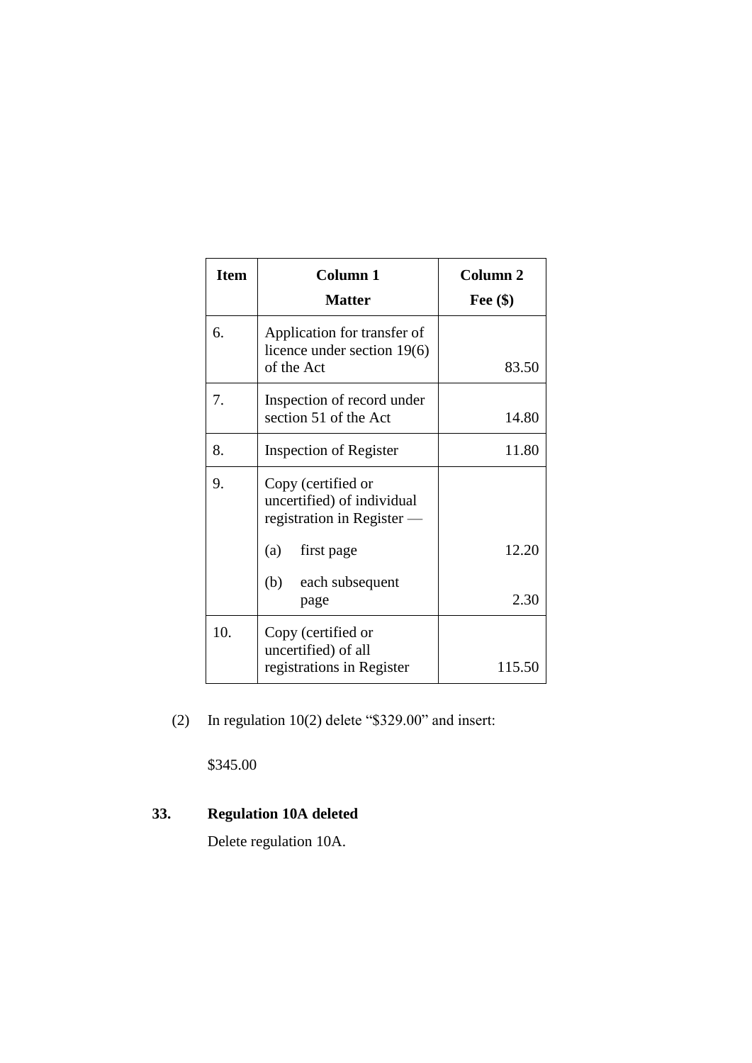| Item | Column 1<br>Matter | Column 2<br>Fee ($) |
|---|---|---|
| 6. | Application for transfer of licence under section 19(6) of the Act | 83.50 |
| 7. | Inspection of record under section 51 of the Act | 14.80 |
| 8. | Inspection of Register | 11.80 |
| 9. | Copy (certified or uncertified) of individual registration in Register — | |
| | (a) first page | 12.20 |
| | (b) each subsequent page | 2.30 |
| 10. | Copy (certified or uncertified) of all registrations in Register | 115.50 |

(2) In regulation 10(2) delete "$329.00" and insert:

$345.00

**33. Regulation 10A deleted**

Delete regulation 10A.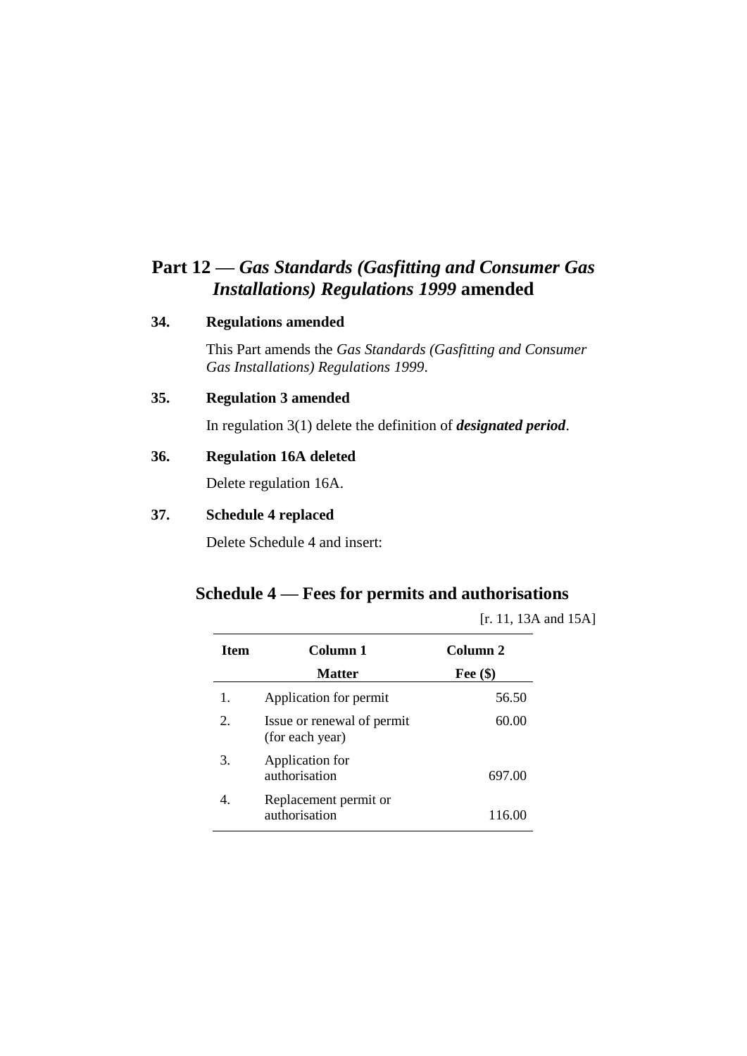## Part 12 — *Gas Standards (Gasfitting and Consumer Gas Installations) Regulations 1999* amended

### 34. Regulations amended

This Part amends the *Gas Standards (Gasfitting and Consumer Gas Installations) Regulations 1999*.

### 35. Regulation 3 amended

In regulation 3(1) delete the definition of ***designated period***.

### 36. Regulation 16A deleted

Delete regulation 16A.

### 37. Schedule 4 replaced

Delete Schedule 4 and insert:

## Schedule 4 — Fees for permits and authorisations

[r. 11, 13A and 15A]

| Item | Column 1<br>Matter | Column 2<br>Fee ($) |
|---|---|---|
| 1. | Application for permit | 56.50 |
| 2. | Issue or renewal of permit (for each year) | 60.00 |
| 3. | Application for authorisation | 697.00 |
| 4. | Replacement permit or authorisation | 116.00 |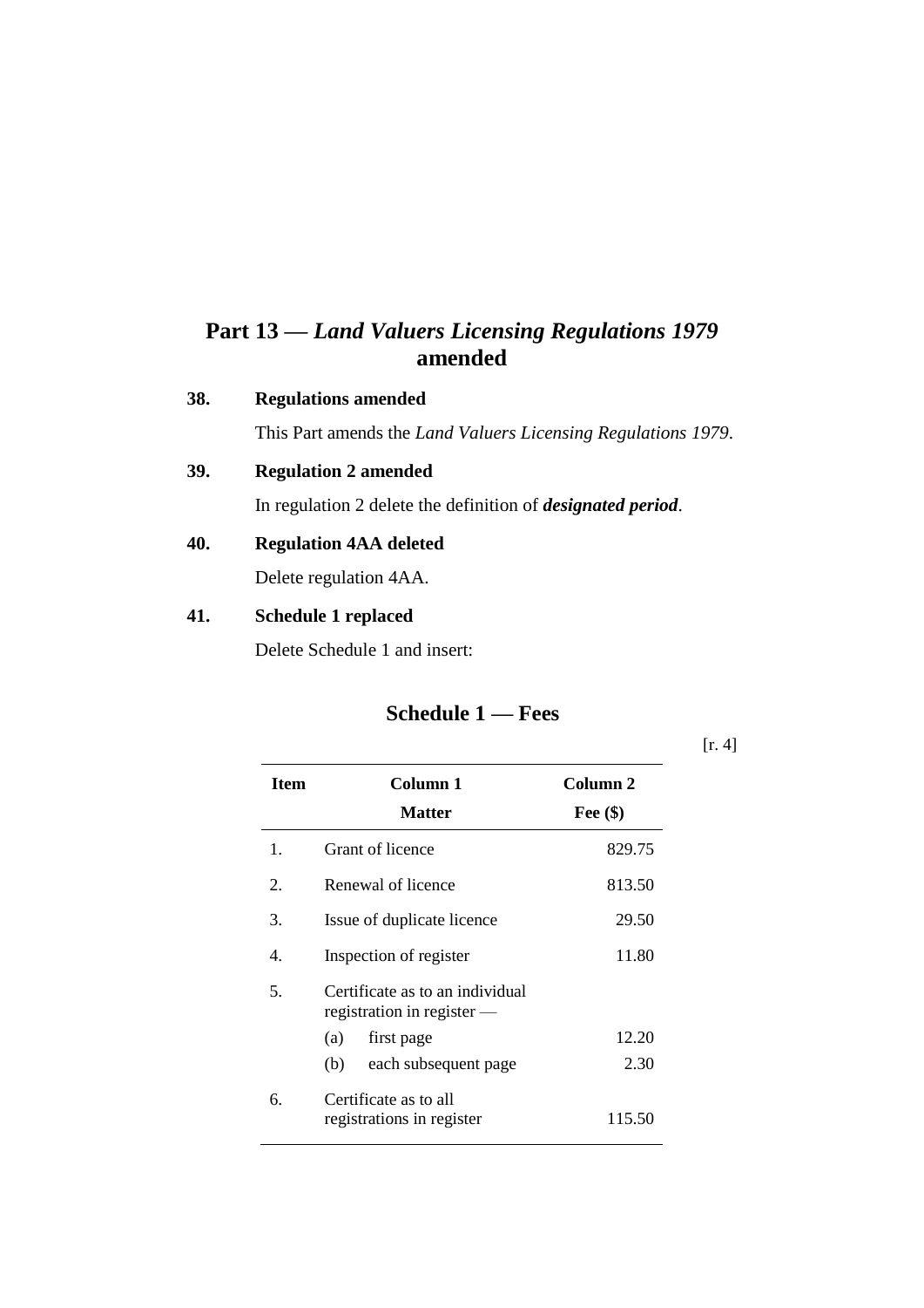# Part 13 — *Land Valuers Licensing Regulations 1979* amended

### 38. Regulations amended

This Part amends the *Land Valuers Licensing Regulations 1979*.

### 39. Regulation 2 amended

In regulation 2 delete the definition of ***designated period***.

### 40. Regulation 4AA deleted

Delete regulation 4AA.

### 41. Schedule 1 replaced

Delete Schedule 1 and insert:

## Schedule 1 — Fees

[r. 4]

| Item | Column 1 Matter | Column 2 Fee ($) |
|---|---|---|
| 1. | Grant of licence | 829.75 |
| 2. | Renewal of licence | 813.50 |
| 3. | Issue of duplicate licence | 29.50 |
| 4. | Inspection of register | 11.80 |
| 5. | Certificate as to an individual registration in register — | |
| | (a) first page | 12.20 |
| | (b) each subsequent page | 2.30 |
| 6. | Certificate as to all registrations in register | 115.50 |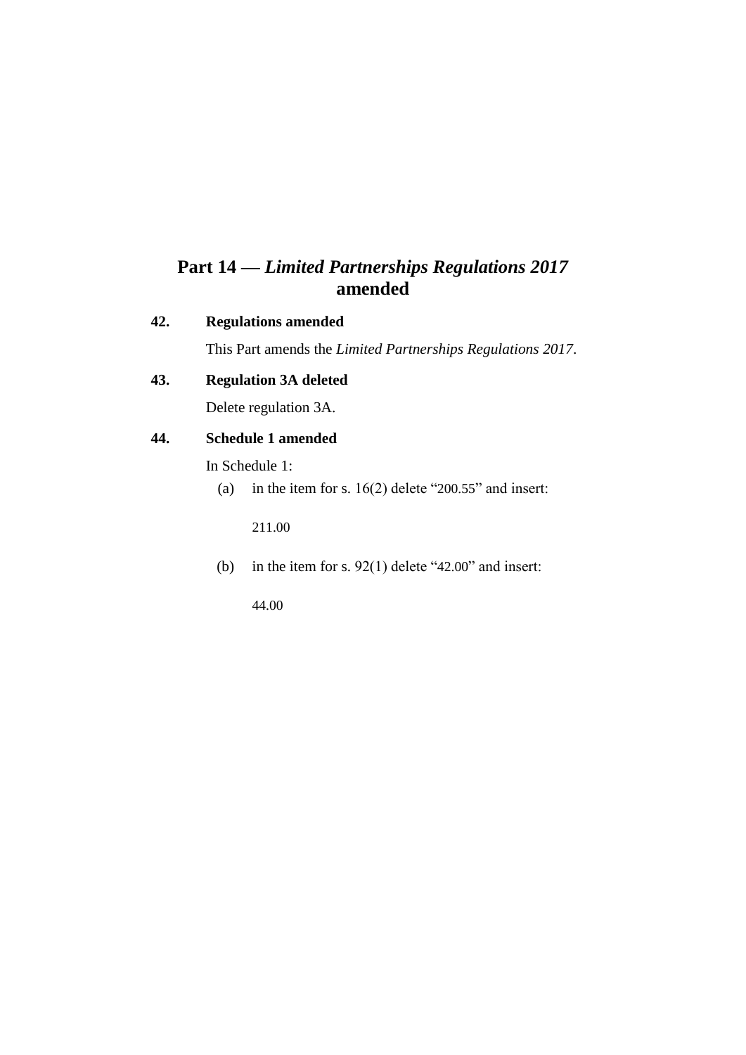# Part 14 — *Limited Partnerships Regulations 2017* amended

### 42. Regulations amended

This Part amends the *Limited Partnerships Regulations 2017*.

### 43. Regulation 3A deleted

Delete regulation 3A.

### 44. Schedule 1 amended

In Schedule 1:

(a) in the item for s. 16(2) delete "200.55" and insert:

211.00

(b) in the item for s. 92(1) delete "42.00" and insert:

44.00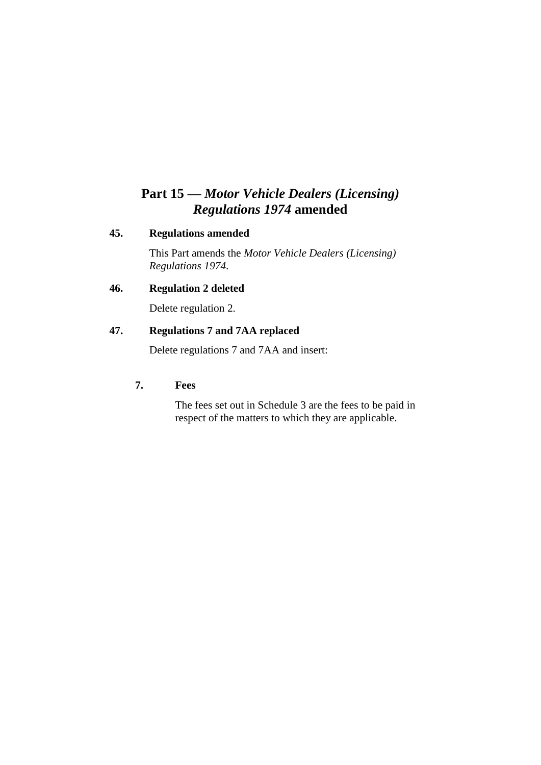## Part 15 — *Motor Vehicle Dealers (Licensing) Regulations 1974* amended

### 45. Regulations amended

This Part amends the *Motor Vehicle Dealers (Licensing) Regulations 1974*.

### 46. Regulation 2 deleted

Delete regulation 2.

### 47. Regulations 7 and 7AA replaced

Delete regulations 7 and 7AA and insert:

**7. Fees**

The fees set out in Schedule 3 are the fees to be paid in respect of the matters to which they are applicable.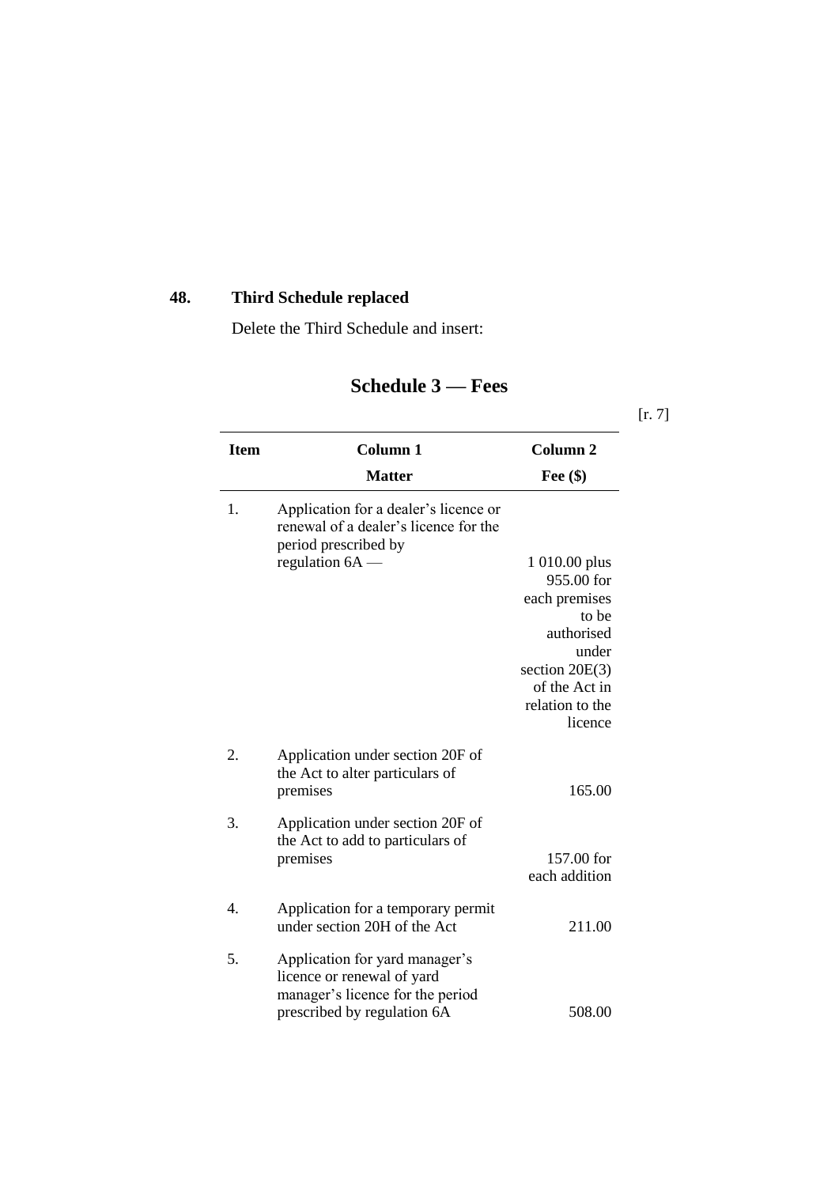**48. Third Schedule replaced**

Delete the Third Schedule and insert:

## Schedule 3 — Fees

[r. 7]

| Item | Column 1<br>Matter | Column 2<br>Fee ($) |
|---|---|---|
| 1. | Application for a dealer's licence or renewal of a dealer's licence for the period prescribed by regulation 6A — | 1 010.00 plus 955.00 for each premises to be authorised under section 20E(3) of the Act in relation to the licence |
| 2. | Application under section 20F of the Act to alter particulars of premises | 165.00 |
| 3. | Application under section 20F of the Act to add to particulars of premises | 157.00 for each addition |
| 4. | Application for a temporary permit under section 20H of the Act | 211.00 |
| 5. | Application for yard manager's licence or renewal of yard manager's licence for the period prescribed by regulation 6A | 508.00 |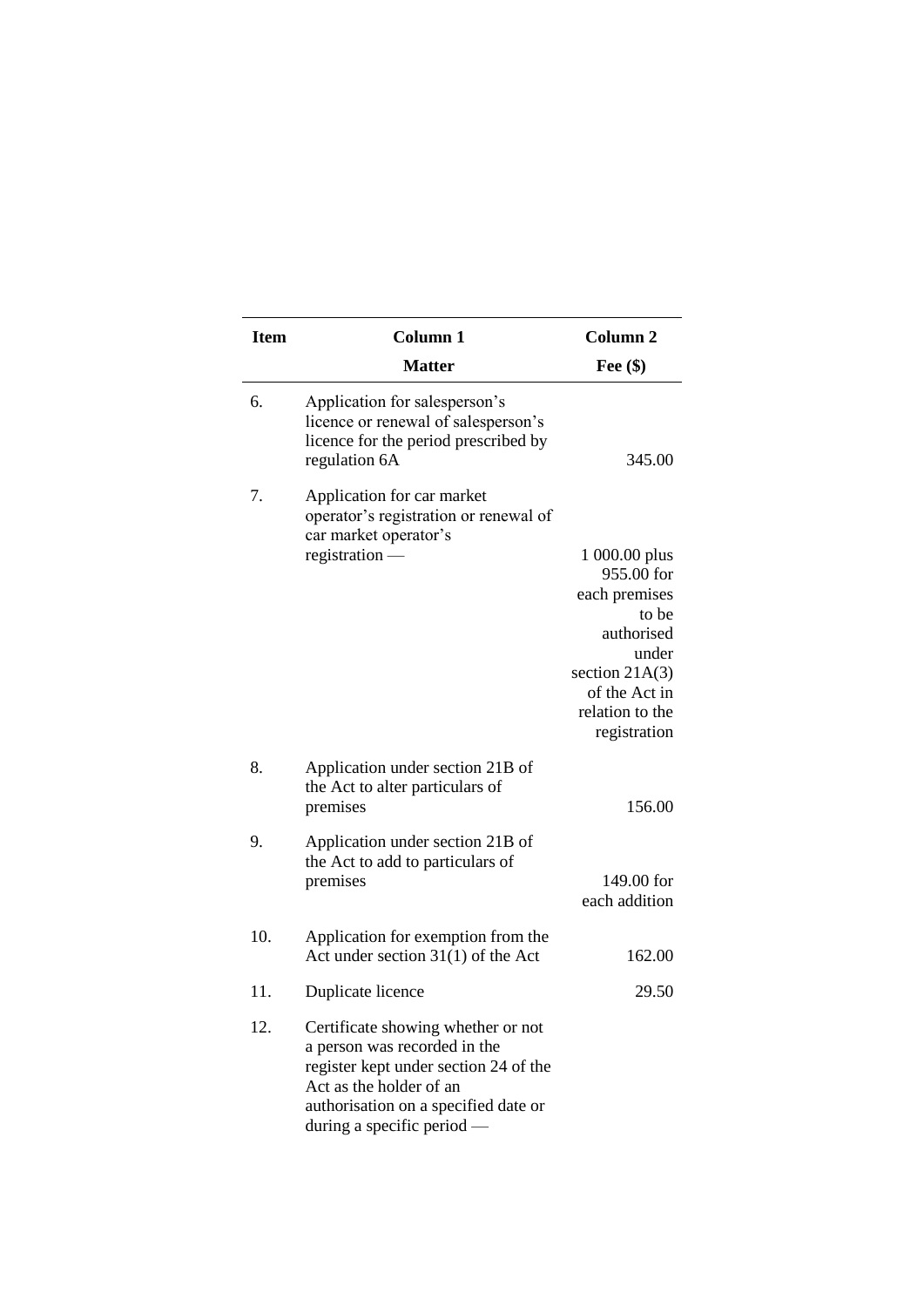| Item | Column 1<br>Matter | Column 2<br>Fee ($) |
|---|---|---|
| 6. | Application for salesperson's licence or renewal of salesperson's licence for the period prescribed by regulation 6A | 345.00 |
| 7. | Application for car market operator's registration or renewal of car market operator's registration — | 1 000.00 plus 955.00 for each premises to be authorised under section 21A(3) of the Act in relation to the registration |
| 8. | Application under section 21B of the Act to alter particulars of premises | 156.00 |
| 9. | Application under section 21B of the Act to add to particulars of premises | 149.00 for each addition |
| 10. | Application for exemption from the Act under section 31(1) of the Act | 162.00 |
| 11. | Duplicate licence | 29.50 |
| 12. | Certificate showing whether or not a person was recorded in the register kept under section 24 of the Act as the holder of an authorisation on a specified date or during a specific period — | |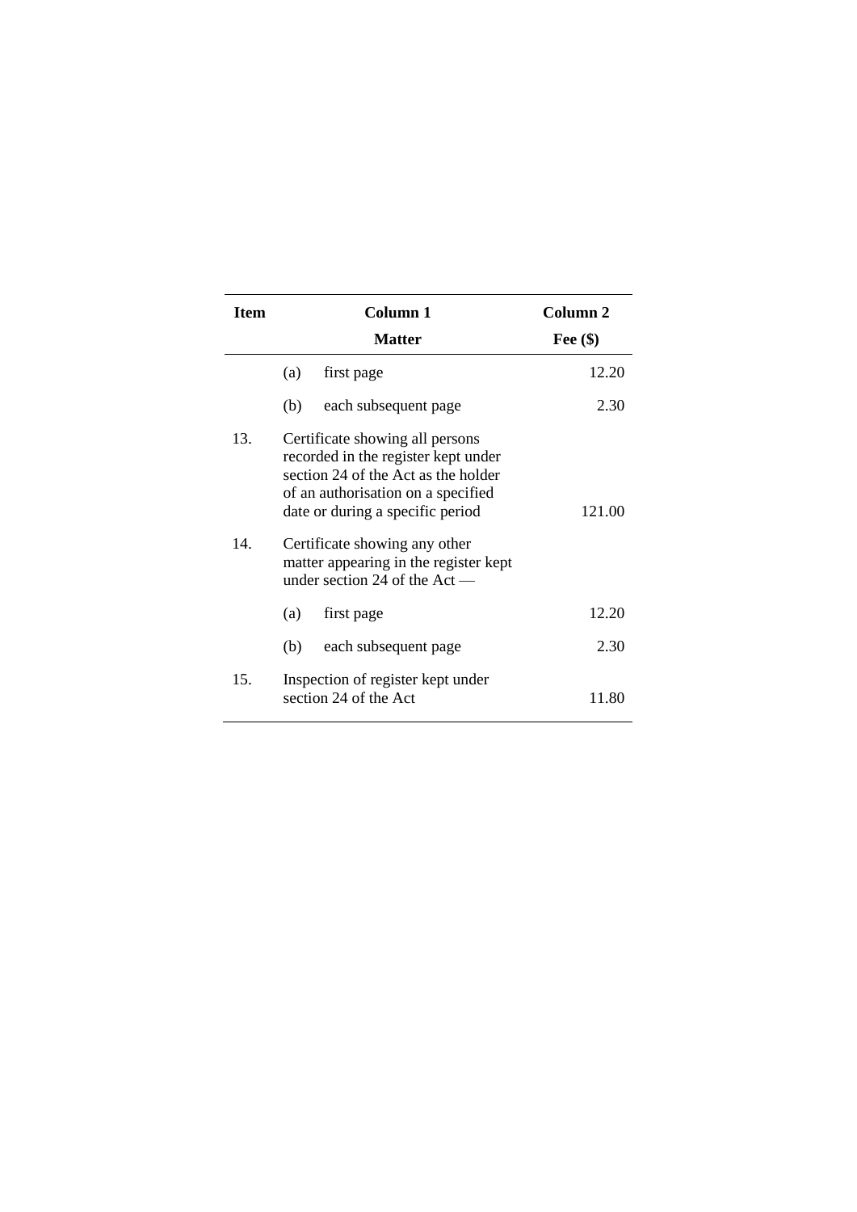| Item | Column 1<br>Matter | Column 2<br>Fee ($) |
|---|---|---|
| | (a) first page | 12.20 |
| | (b) each subsequent page | 2.30 |
| 13. | Certificate showing all persons recorded in the register kept under section 24 of the Act as the holder of an authorisation on a specified date or during a specific period | 121.00 |
| 14. | Certificate showing any other matter appearing in the register kept under section 24 of the Act — | |
| | (a) first page | 12.20 |
| | (b) each subsequent page | 2.30 |
| 15. | Inspection of register kept under section 24 of the Act | 11.80 |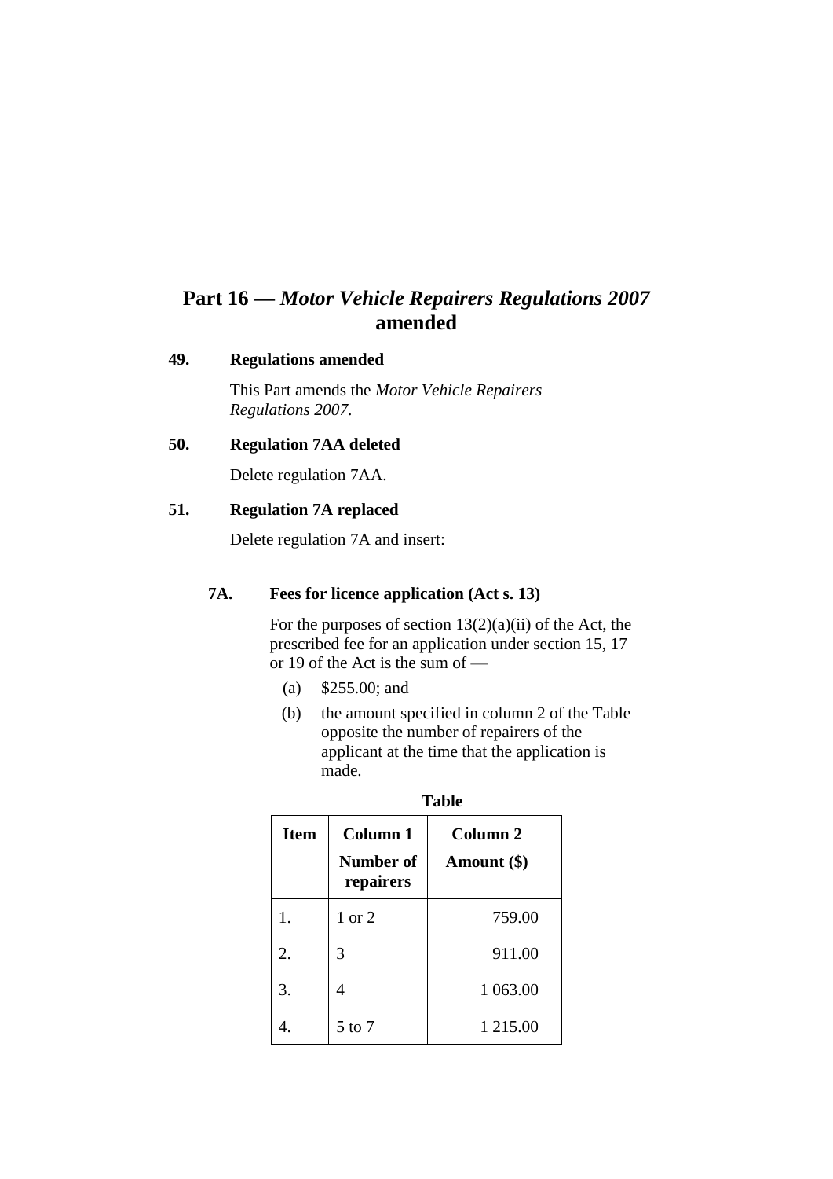# Part 16 — *Motor Vehicle Repairers Regulations 2007* amended

### 49. Regulations amended

This Part amends the *Motor Vehicle Repairers Regulations 2007*.

### 50. Regulation 7AA deleted

Delete regulation 7AA.

### 51. Regulation 7A replaced

Delete regulation 7A and insert:

#### 7A. Fees for licence application (Act s. 13)

For the purposes of section 13(2)(a)(ii) of the Act, the prescribed fee for an application under section 15, 17 or 19 of the Act is the sum of —

(a) $255.00; and

(b) the amount specified in column 2 of the Table opposite the number of repairers of the applicant at the time that the application is made.

**Table**

| Item | Column 1<br>Number of repairers | Column 2<br>Amount ($) |
|---|---|---|
| 1. | 1 or 2 | 759.00 |
| 2. | 3 | 911.00 |
| 3. | 4 | 1 063.00 |
| 4. | 5 to 7 | 1 215.00 |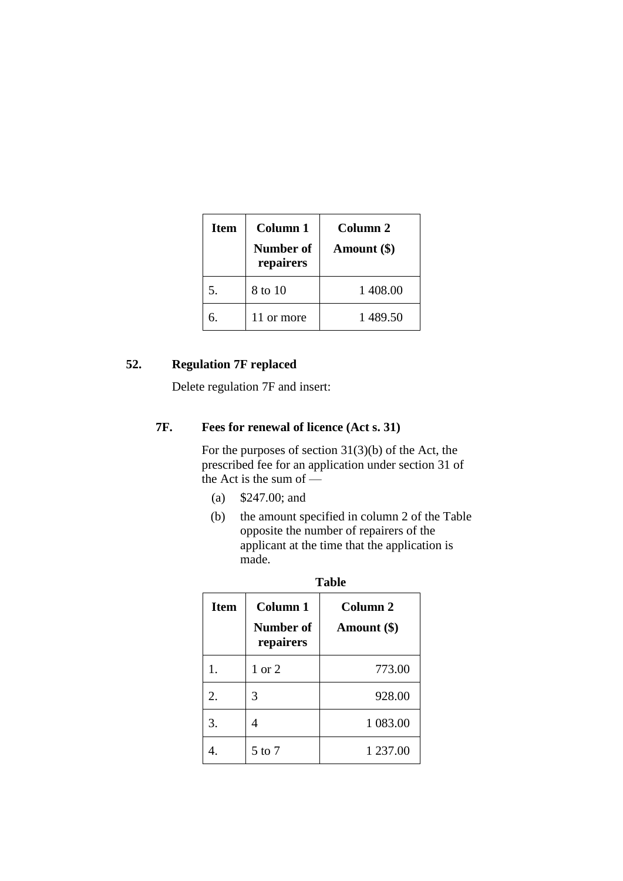| Item | Column 1<br>Number of repairers | Column 2<br>Amount ($) |
|---|---|---|
| 5. | 8 to 10 | 1 408.00 |
| 6. | 11 or more | 1 489.50 |

## 52. Regulation 7F replaced

Delete regulation 7F and insert:

### 7F. Fees for renewal of licence (Act s. 31)

For the purposes of section 31(3)(b) of the Act, the prescribed fee for an application under section 31 of the Act is the sum of —

(a) $247.00; and

(b) the amount specified in column 2 of the Table opposite the number of repairers of the applicant at the time that the application is made.

**Table**

| Item | Column 1<br>Number of repairers | Column 2<br>Amount ($) |
|---|---|---|
| 1. | 1 or 2 | 773.00 |
| 2. | 3 | 928.00 |
| 3. | 4 | 1 083.00 |
| 4. | 5 to 7 | 1 237.00 |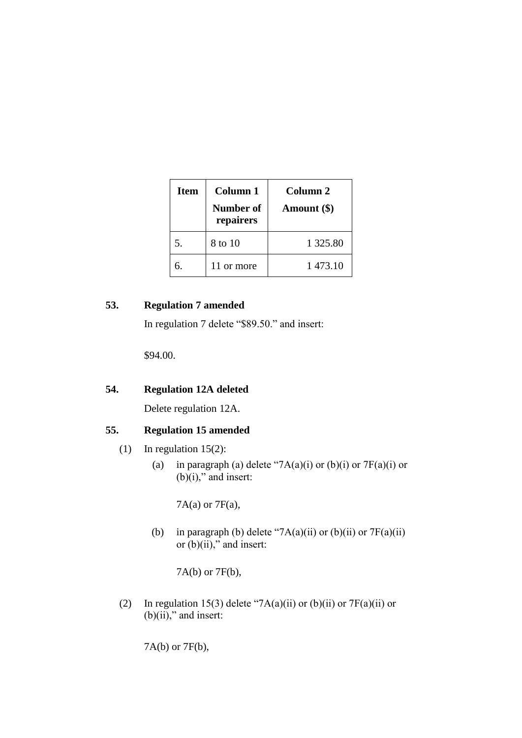| Item | Column 1<br>Number of repairers | Column 2<br>Amount ($) |
|---|---|---|
| 5. | 8 to 10 | 1 325.80 |
| 6. | 11 or more | 1 473.10 |

### 53. Regulation 7 amended

In regulation 7 delete "$89.50." and insert:

$94.00.

### 54. Regulation 12A deleted

Delete regulation 12A.

### 55. Regulation 15 amended

(1) In regulation 15(2):

(a) in paragraph (a) delete "7A(a)(i) or (b)(i) or 7F(a)(i) or (b)(i)," and insert:

7A(a) or 7F(a),

(b) in paragraph (b) delete "7A(a)(ii) or (b)(ii) or 7F(a)(ii) or (b)(ii)," and insert:

7A(b) or 7F(b),

(2) In regulation 15(3) delete "7A(a)(ii) or (b)(ii) or 7F(a)(ii) or (b)(ii)," and insert:

7A(b) or 7F(b),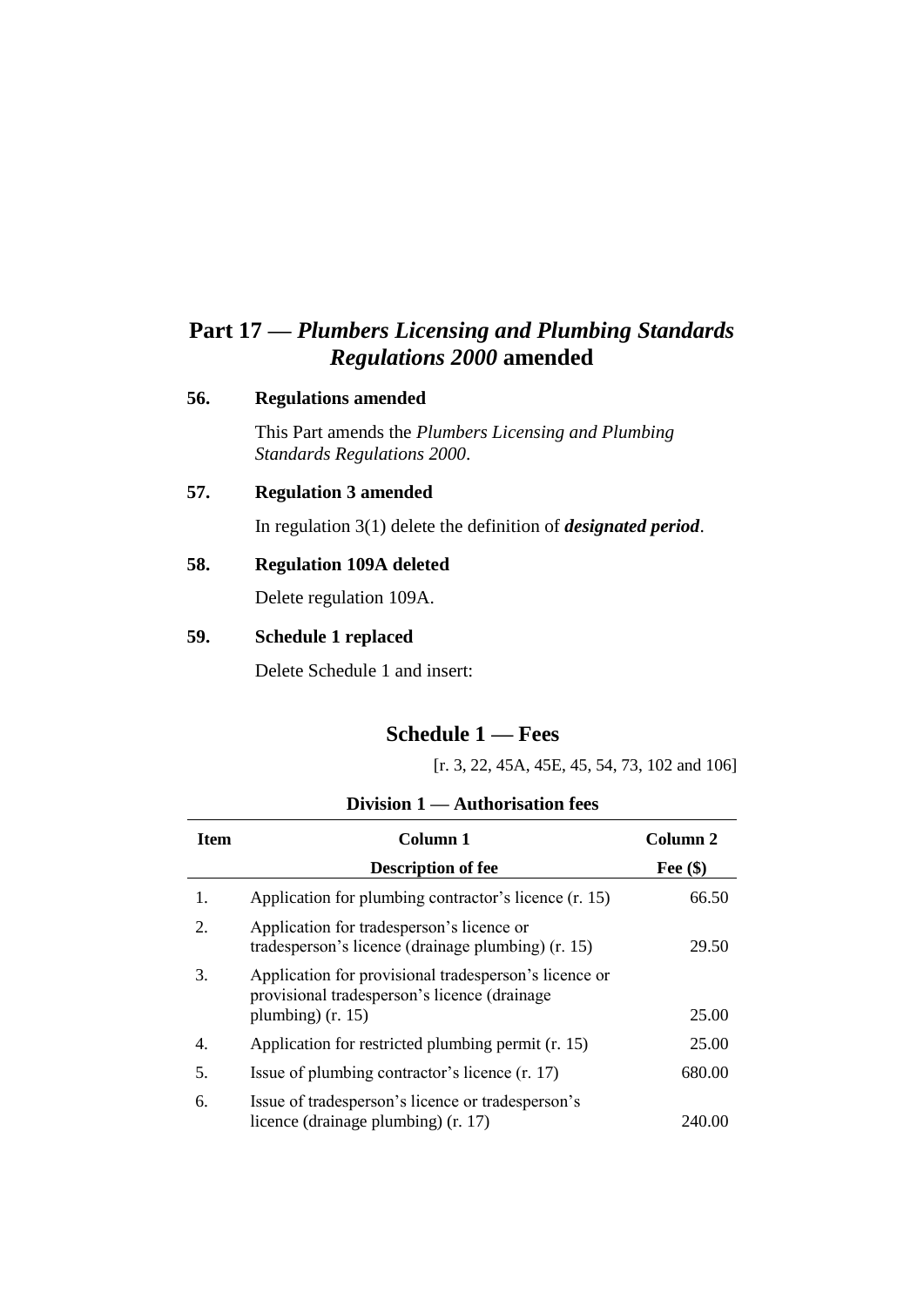# Part 17 — *Plumbers Licensing and Plumbing Standards Regulations 2000* amended

### 56. Regulations amended

This Part amends the *Plumbers Licensing and Plumbing Standards Regulations 2000*.

### 57. Regulation 3 amended

In regulation 3(1) delete the definition of ***designated period***.

### 58. Regulation 109A deleted

Delete regulation 109A.

### 59. Schedule 1 replaced

Delete Schedule 1 and insert:

## Schedule 1 — Fees

[r. 3, 22, 45A, 45E, 45, 54, 73, 102 and 106]

**Division 1 — Authorisation fees**

| Item | Column 1<br>Description of fee | Column 2<br>Fee ($) |
|---|---|---|
| 1. | Application for plumbing contractor's licence (r. 15) | 66.50 |
| 2. | Application for tradesperson's licence or tradesperson's licence (drainage plumbing) (r. 15) | 29.50 |
| 3. | Application for provisional tradesperson's licence or provisional tradesperson's licence (drainage plumbing) (r. 15) | 25.00 |
| 4. | Application for restricted plumbing permit (r. 15) | 25.00 |
| 5. | Issue of plumbing contractor's licence (r. 17) | 680.00 |
| 6. | Issue of tradesperson's licence or tradesperson's licence (drainage plumbing) (r. 17) | 240.00 |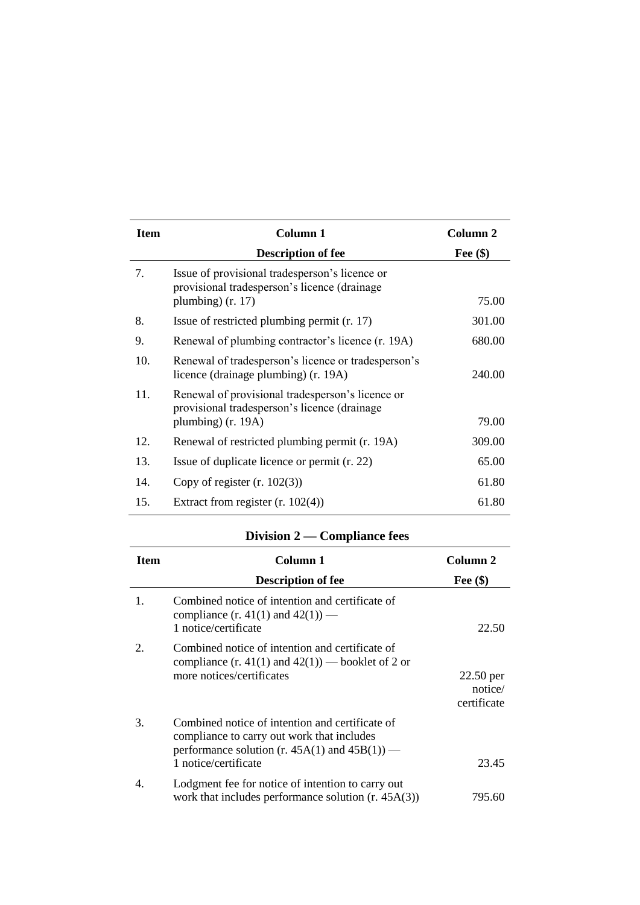| Item | Column 1 | Column 2 |
|---|---|---|
| | **Description of fee** | **Fee ($)** |
| 7. | Issue of provisional tradesperson's licence or provisional tradesperson's licence (drainage plumbing) (r. 17) | 75.00 |
| 8. | Issue of restricted plumbing permit (r. 17) | 301.00 |
| 9. | Renewal of plumbing contractor's licence (r. 19A) | 680.00 |
| 10. | Renewal of tradesperson's licence or tradesperson's licence (drainage plumbing) (r. 19A) | 240.00 |
| 11. | Renewal of provisional tradesperson's licence or provisional tradesperson's licence (drainage plumbing) (r. 19A) | 79.00 |
| 12. | Renewal of restricted plumbing permit (r. 19A) | 309.00 |
| 13. | Issue of duplicate licence or permit (r. 22) | 65.00 |
| 14. | Copy of register (r. 102(3)) | 61.80 |
| 15. | Extract from register (r. 102(4)) | 61.80 |

## Division 2 — Compliance fees

| Item | Column 1 | Column 2 |
|---|---|---|
| | **Description of fee** | **Fee ($)** |
| 1. | Combined notice of intention and certificate of compliance (r. 41(1) and 42(1)) — 1 notice/certificate | 22.50 |
| 2. | Combined notice of intention and certificate of compliance (r. 41(1) and 42(1)) — booklet of 2 or more notices/certificates | 22.50 per notice/certificate |
| 3. | Combined notice of intention and certificate of compliance to carry out work that includes performance solution (r. 45A(1) and 45B(1)) — 1 notice/certificate | 23.45 |
| 4. | Lodgment fee for notice of intention to carry out work that includes performance solution (r. 45A(3)) | 795.60 |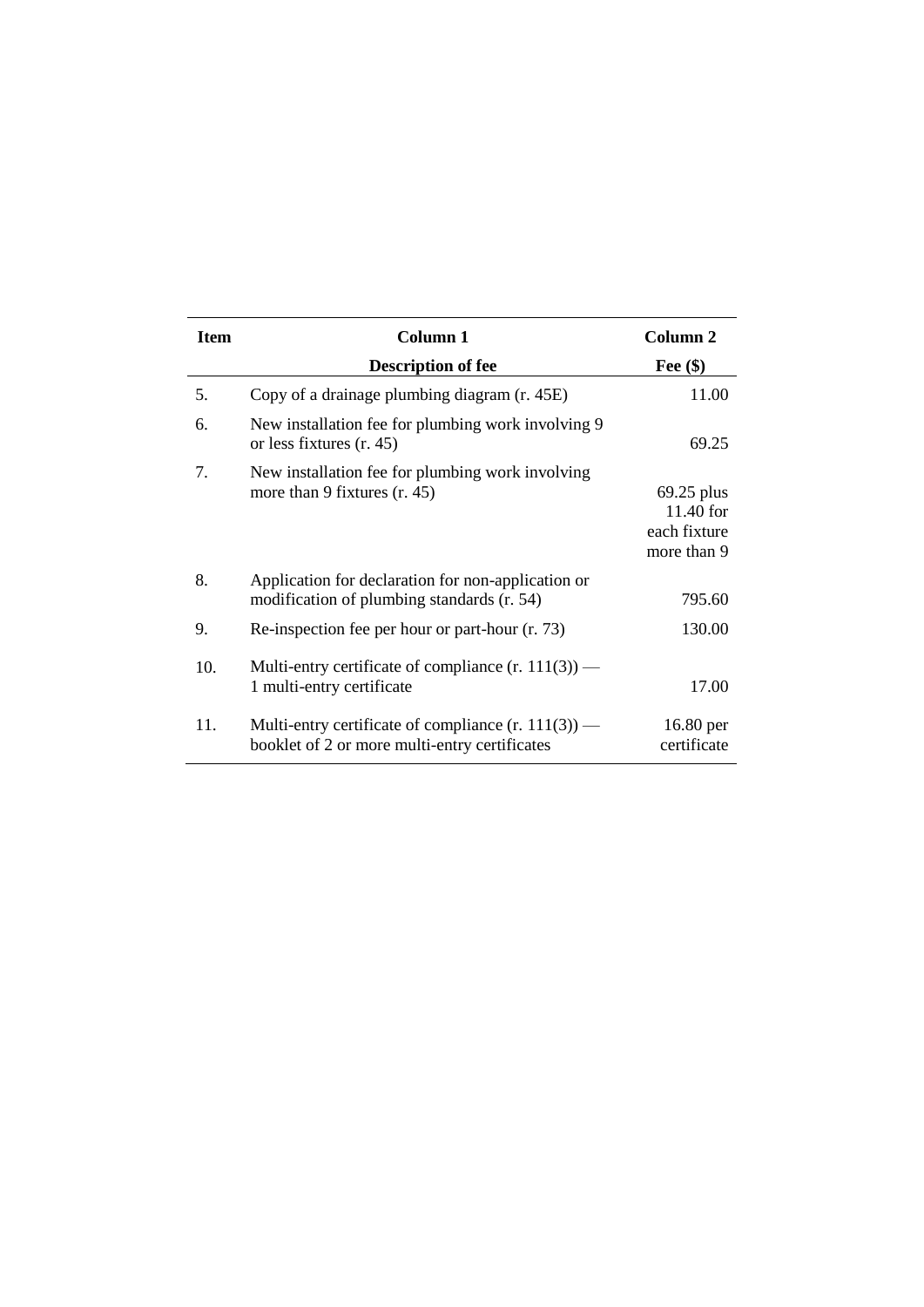| Item | Column 1<br>Description of fee | Column 2<br>Fee ($) |
|---|---|---|
| 5. | Copy of a drainage plumbing diagram (r. 45E) | 11.00 |
| 6. | New installation fee for plumbing work involving 9 or less fixtures (r. 45) | 69.25 |
| 7. | New installation fee for plumbing work involving more than 9 fixtures (r. 45) | 69.25 plus 11.40 for each fixture more than 9 |
| 8. | Application for declaration for non-application or modification of plumbing standards (r. 54) | 795.60 |
| 9. | Re-inspection fee per hour or part-hour (r. 73) | 130.00 |
| 10. | Multi-entry certificate of compliance (r. 111(3)) — 1 multi-entry certificate | 17.00 |
| 11. | Multi-entry certificate of compliance (r. 111(3)) — booklet of 2 or more multi-entry certificates | 16.80 per certificate |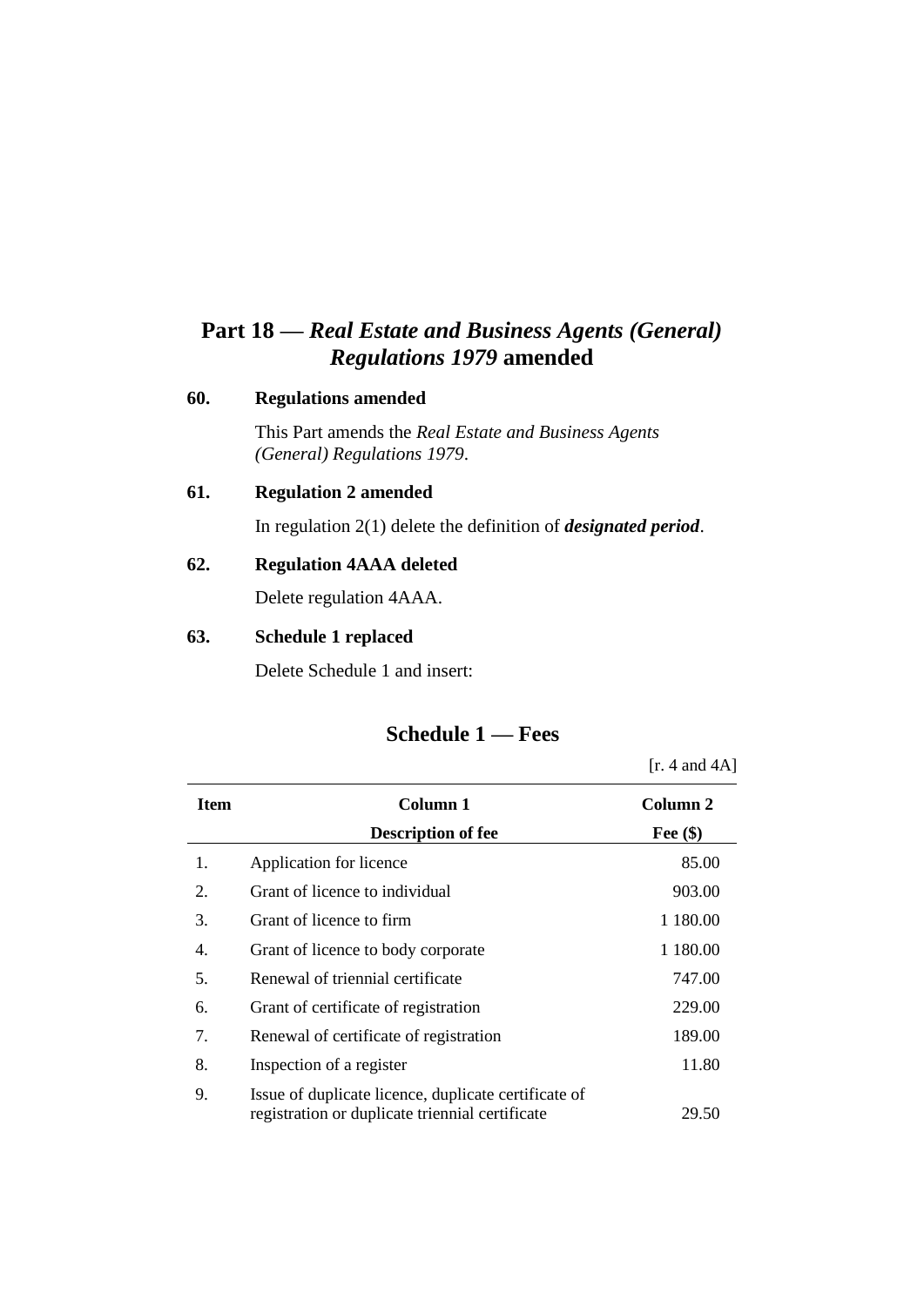## Part 18 — *Real Estate and Business Agents (General) Regulations 1979* amended

### 60. Regulations amended

This Part amends the *Real Estate and Business Agents (General) Regulations 1979*.

### 61. Regulation 2 amended

In regulation 2(1) delete the definition of ***designated period***.

### 62. Regulation 4AAA deleted

Delete regulation 4AAA.

### 63. Schedule 1 replaced

Delete Schedule 1 and insert:

## Schedule 1 — Fees

[r. 4 and 4A]

| Item | Column 1<br>Description of fee | Column 2<br>Fee ($) |
|---|---|---|
| 1. | Application for licence | 85.00 |
| 2. | Grant of licence to individual | 903.00 |
| 3. | Grant of licence to firm | 1 180.00 |
| 4. | Grant of licence to body corporate | 1 180.00 |
| 5. | Renewal of triennial certificate | 747.00 |
| 6. | Grant of certificate of registration | 229.00 |
| 7. | Renewal of certificate of registration | 189.00 |
| 8. | Inspection of a register | 11.80 |
| 9. | Issue of duplicate licence, duplicate certificate of registration or duplicate triennial certificate | 29.50 |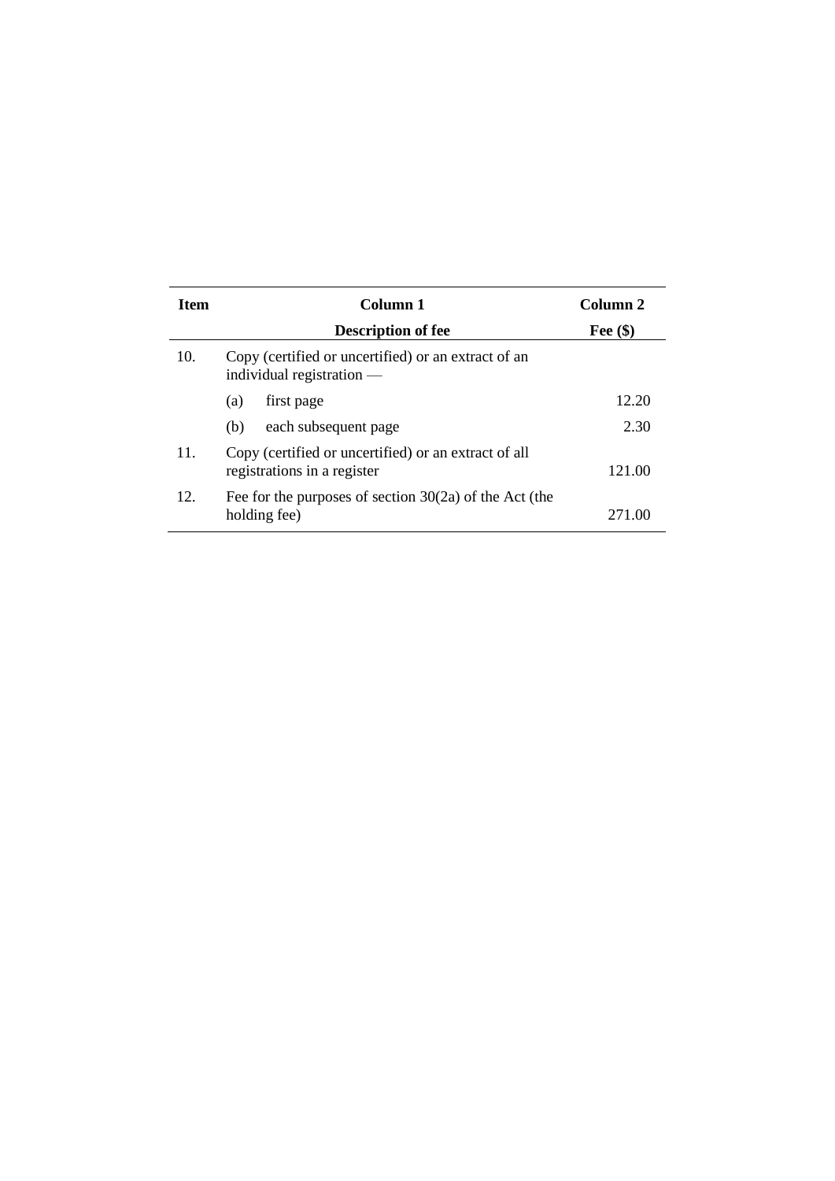| Item | Column 1 | Column 2 |
|---|---|---|
| | **Description of fee** | **Fee ($)** |
| 10. | Copy (certified or uncertified) or an extract of an individual registration — | |
| | (a) first page | 12.20 |
| | (b) each subsequent page | 2.30 |
| 11. | Copy (certified or uncertified) or an extract of all registrations in a register | 121.00 |
| 12. | Fee for the purposes of section 30(2a) of the Act (the holding fee) | 271.00 |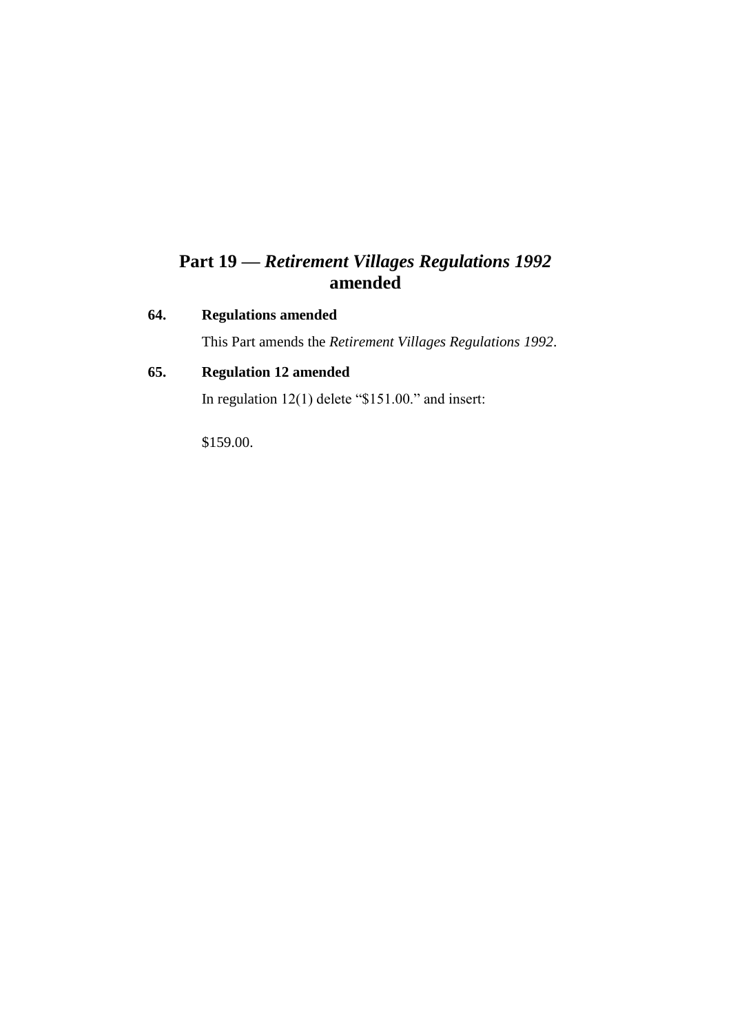# Part 19 — *Retirement Villages Regulations 1992* amended

**64. Regulations amended**

This Part amends the *Retirement Villages Regulations 1992*.

**65. Regulation 12 amended**

In regulation 12(1) delete "$151.00." and insert:

$159.00.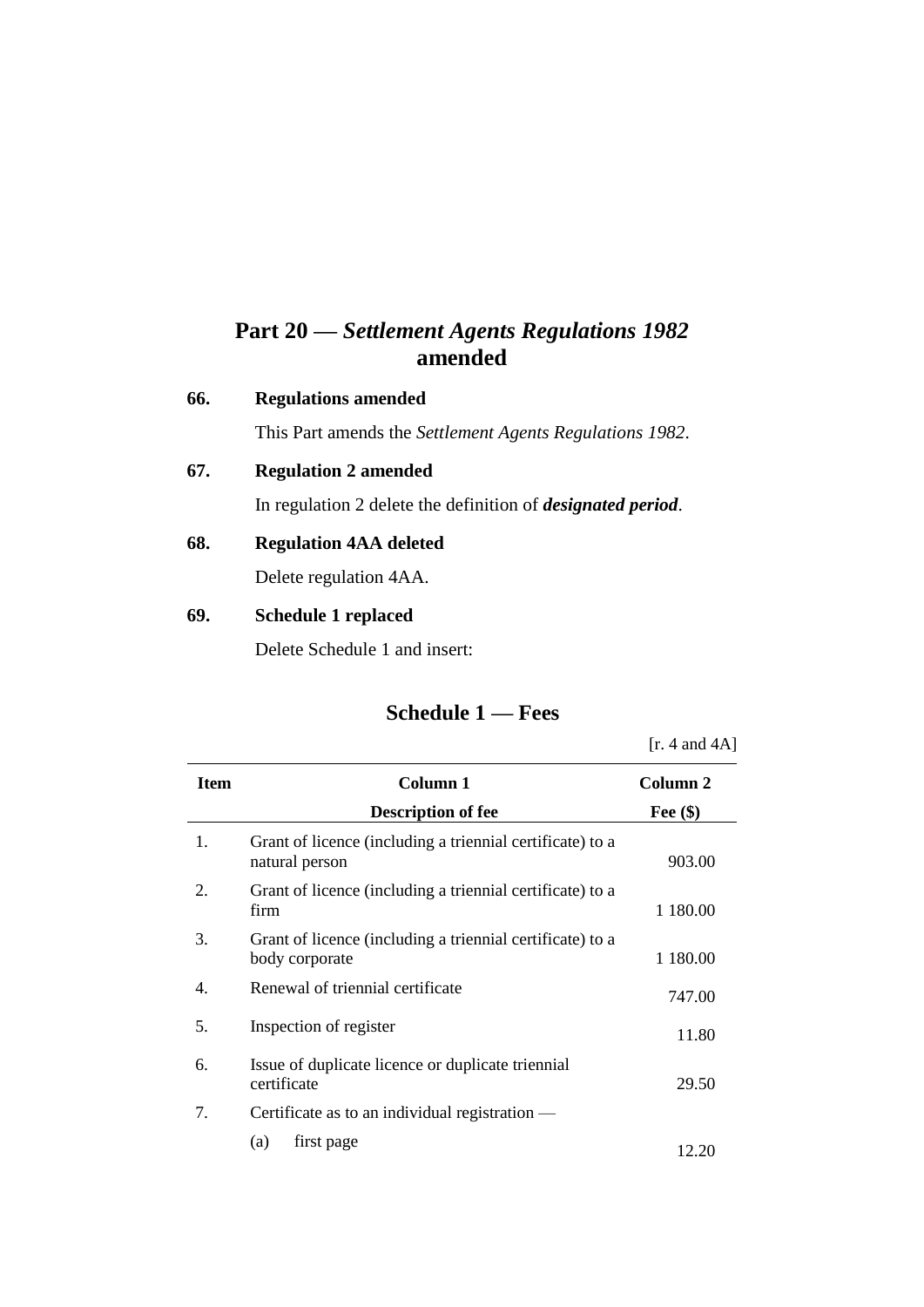## Part 20 — *Settlement Agents Regulations 1982* amended

### 66. Regulations amended

This Part amends the *Settlement Agents Regulations 1982*.

### 67. Regulation 2 amended

In regulation 2 delete the definition of ***designated period***.

### 68. Regulation 4AA deleted

Delete regulation 4AA.

### 69. Schedule 1 replaced

Delete Schedule 1 and insert:

## Schedule 1 — Fees

[r. 4 and 4A]

| Item | Column 1<br>Description of fee | Column 2<br>Fee ($) |
|---|---|---|
| 1. | Grant of licence (including a triennial certificate) to a natural person | 903.00 |
| 2. | Grant of licence (including a triennial certificate) to a firm | 1 180.00 |
| 3. | Grant of licence (including a triennial certificate) to a body corporate | 1 180.00 |
| 4. | Renewal of triennial certificate | 747.00 |
| 5. | Inspection of register | 11.80 |
| 6. | Issue of duplicate licence or duplicate triennial certificate | 29.50 |
| 7. | Certificate as to an individual registration — | |
| | (a) first page | 12.20 |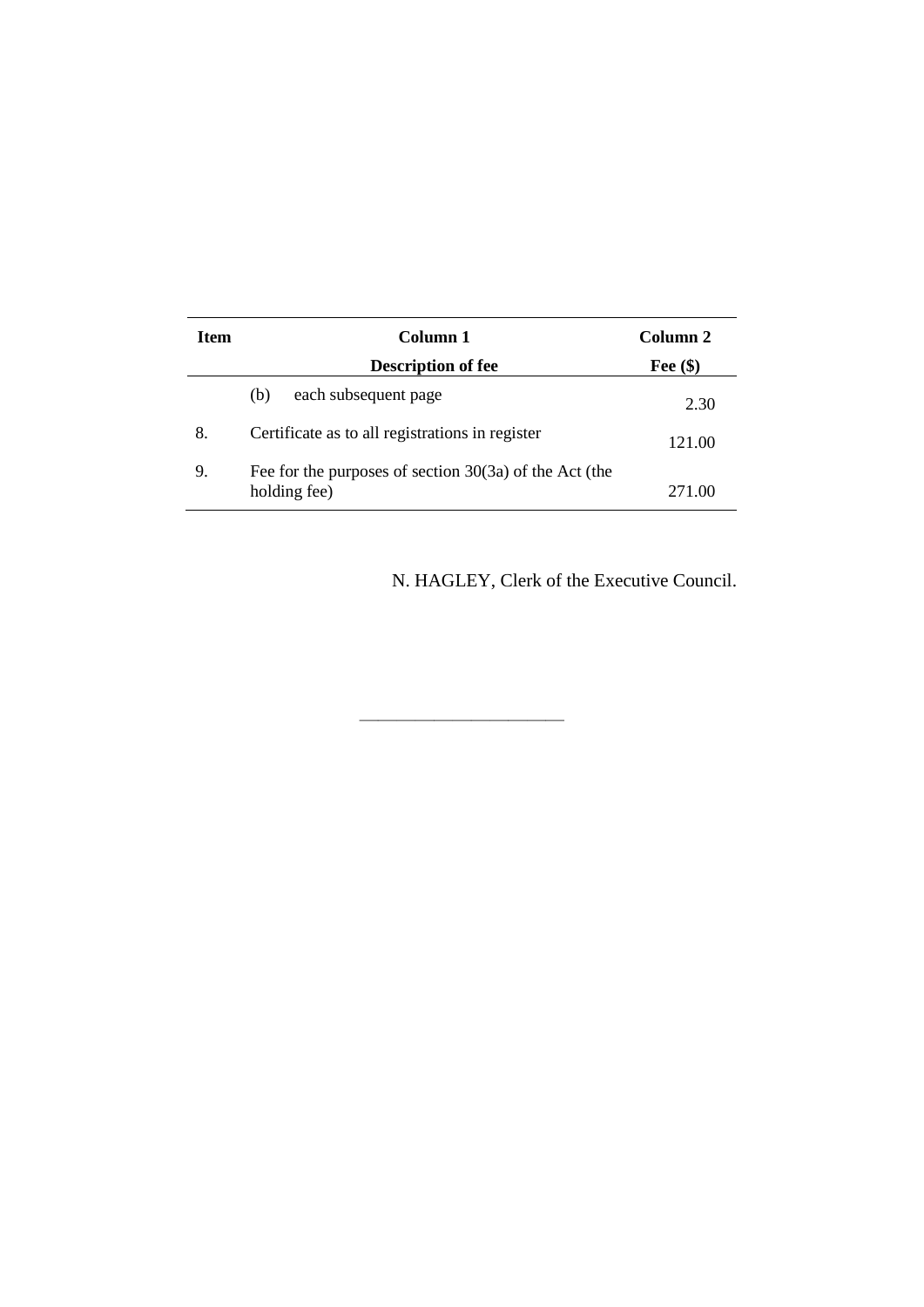| Item | Column 1<br>Description of fee | Column 2<br>Fee ($) |
|---|---|---|
| | (b) each subsequent page | 2.30 |
| 8. | Certificate as to all registrations in register | 121.00 |
| 9. | Fee for the purposes of section 30(3a) of the Act (the holding fee) | 271.00 |

N. HAGLEY, Clerk of the Executive Council.

———————————